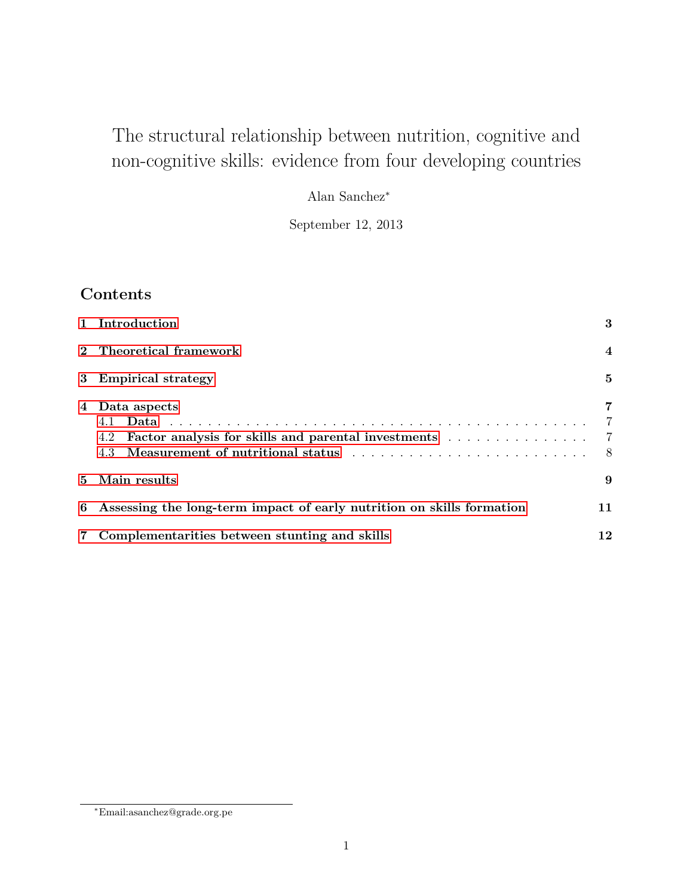# The structural relationship between nutrition, cognitive and non-cognitive skills: evidence from four developing countries

Alan Sanchez[*]

September 12, 2013

## Contents

1 Introduction ..... 3

2 Theoretical framework ..... 4

3 Empirical strategy ..... 5

4 Data aspects ..... 7
- 4.1 Data ..... 7
- 4.2 Factor analysis for skills and parental investments ..... 7
- 4.3 Measurement of nutritional status ..... 8

5 Main results ..... 9

6 Assessing the long-term impact of early nutrition on skills formation ..... 11

7 Complementarities between stunting and skills ..... 12

[*] Email:asanchez@grade.org.pe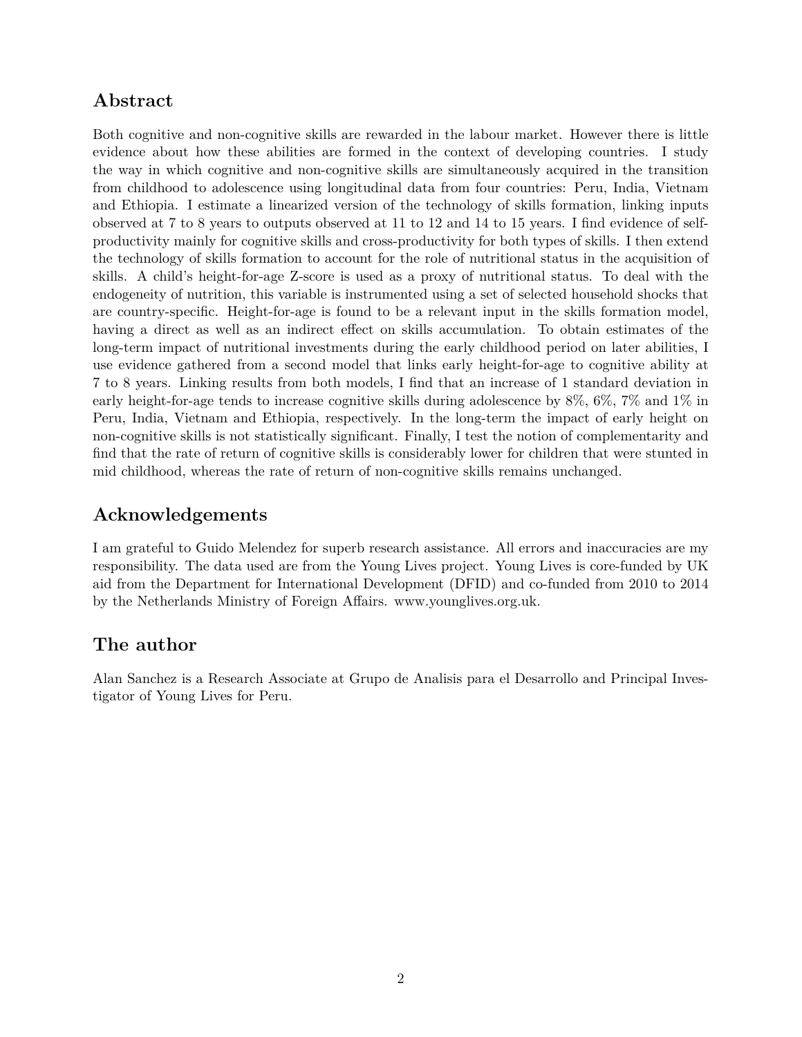## Abstract

Both cognitive and non-cognitive skills are rewarded in the labour market. However there is little evidence about how these abilities are formed in the context of developing countries. I study the way in which cognitive and non-cognitive skills are simultaneously acquired in the transition from childhood to adolescence using longitudinal data from four countries: Peru, India, Vietnam and Ethiopia. I estimate a linearized version of the technology of skills formation, linking inputs observed at 7 to 8 years to outputs observed at 11 to 12 and 14 to 15 years. I find evidence of self-productivity mainly for cognitive skills and cross-productivity for both types of skills. I then extend the technology of skills formation to account for the role of nutritional status in the acquisition of skills. A child's height-for-age Z-score is used as a proxy of nutritional status. To deal with the endogeneity of nutrition, this variable is instrumented using a set of selected household shocks that are country-specific. Height-for-age is found to be a relevant input in the skills formation model, having a direct as well as an indirect effect on skills accumulation. To obtain estimates of the long-term impact of nutritional investments during the early childhood period on later abilities, I use evidence gathered from a second model that links early height-for-age to cognitive ability at 7 to 8 years. Linking results from both models, I find that an increase of 1 standard deviation in early height-for-age tends to increase cognitive skills during adolescence by 8%, 6%, 7% and 1% in Peru, India, Vietnam and Ethiopia, respectively. In the long-term the impact of early height on non-cognitive skills is not statistically significant. Finally, I test the notion of complementarity and find that the rate of return of cognitive skills is considerably lower for children that were stunted in mid childhood, whereas the rate of return of non-cognitive skills remains unchanged.

## Acknowledgements

I am grateful to Guido Melendez for superb research assistance. All errors and inaccuracies are my responsibility. The data used are from the Young Lives project. Young Lives is core-funded by UK aid from the Department for International Development (DFID) and co-funded from 2010 to 2014 by the Netherlands Ministry of Foreign Affairs. www.younglives.org.uk.

## The author

Alan Sanchez is a Research Associate at Grupo de Analisis para el Desarrollo and Principal Investigator of Young Lives for Peru.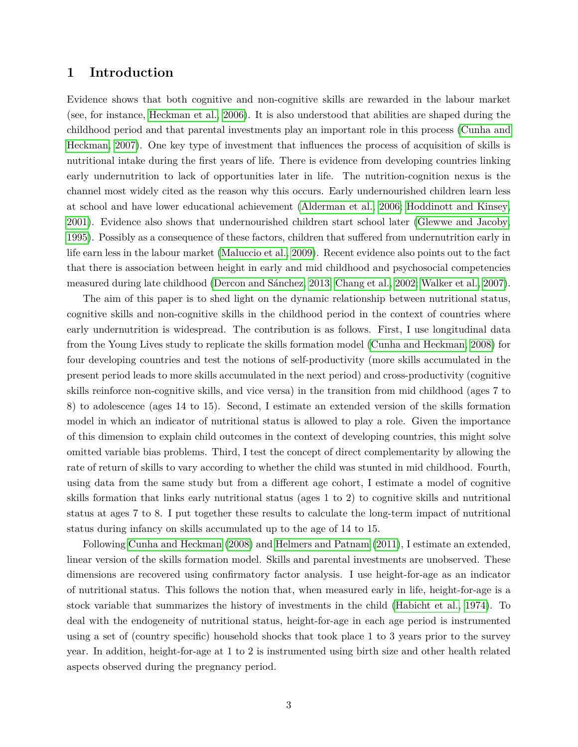# 1 Introduction

Evidence shows that both cognitive and non-cognitive skills are rewarded in the labour market (see, for instance, Heckman et al., 2006). It is also understood that abilities are shaped during the childhood period and that parental investments play an important role in this process (Cunha and Heckman, 2007). One key type of investment that influences the process of acquisition of skills is nutritional intake during the first years of life. There is evidence from developing countries linking early undernutrition to lack of opportunities later in life. The nutrition-cognition nexus is the channel most widely cited as the reason why this occurs. Early undernourished children learn less at school and have lower educational achievement (Alderman et al., 2006; Hoddinott and Kinsey, 2001). Evidence also shows that undernourished children start school later (Glewwe and Jacoby, 1995). Possibly as a consequence of these factors, children that suffered from undernutrition early in life earn less in the labour market (Maluccio et al., 2009). Recent evidence also points out to the fact that there is association between height in early and mid childhood and psychosocial competencies measured during late childhood (Dercon and Sánchez, 2013; Chang et al., 2002; Walker et al., 2007).

The aim of this paper is to shed light on the dynamic relationship between nutritional status, cognitive skills and non-cognitive skills in the childhood period in the context of countries where early undernutrition is widespread. The contribution is as follows. First, I use longitudinal data from the Young Lives study to replicate the skills formation model (Cunha and Heckman, 2008) for four developing countries and test the notions of self-productivity (more skills accumulated in the present period leads to more skills accumulated in the next period) and cross-productivity (cognitive skills reinforce non-cognitive skills, and vice versa) in the transition from mid childhood (ages 7 to 8) to adolescence (ages 14 to 15). Second, I estimate an extended version of the skills formation model in which an indicator of nutritional status is allowed to play a role. Given the importance of this dimension to explain child outcomes in the context of developing countries, this might solve omitted variable bias problems. Third, I test the concept of direct complementarity by allowing the rate of return of skills to vary according to whether the child was stunted in mid childhood. Fourth, using data from the same study but from a different age cohort, I estimate a model of cognitive skills formation that links early nutritional status (ages 1 to 2) to cognitive skills and nutritional status at ages 7 to 8. I put together these results to calculate the long-term impact of nutritional status during infancy on skills accumulated up to the age of 14 to 15.

Following Cunha and Heckman (2008) and Helmers and Patnam (2011), I estimate an extended, linear version of the skills formation model. Skills and parental investments are unobserved. These dimensions are recovered using confirmatory factor analysis. I use height-for-age as an indicator of nutritional status. This follows the notion that, when measured early in life, height-for-age is a stock variable that summarizes the history of investments in the child (Habicht et al., 1974). To deal with the endogeneity of nutritional status, height-for-age in each age period is instrumented using a set of (country specific) household shocks that took place 1 to 3 years prior to the survey year. In addition, height-for-age at 1 to 2 is instrumented using birth size and other health related aspects observed during the pregnancy period.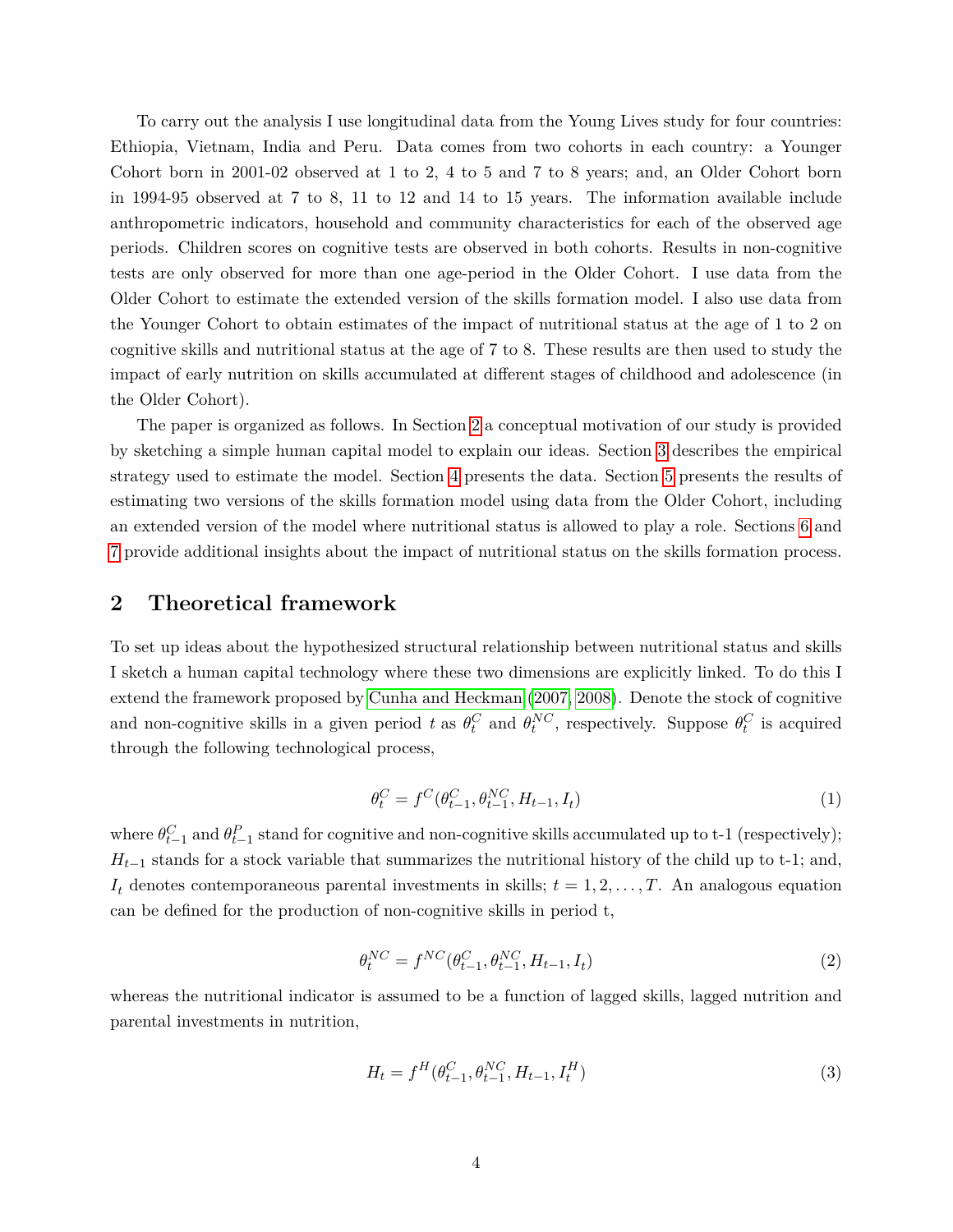To carry out the analysis I use longitudinal data from the Young Lives study for four countries: Ethiopia, Vietnam, India and Peru. Data comes from two cohorts in each country: a Younger Cohort born in 2001-02 observed at 1 to 2, 4 to 5 and 7 to 8 years; and, an Older Cohort born in 1994-95 observed at 7 to 8, 11 to 12 and 14 to 15 years. The information available include anthropometric indicators, household and community characteristics for each of the observed age periods. Children scores on cognitive tests are observed in both cohorts. Results in non-cognitive tests are only observed for more than one age-period in the Older Cohort. I use data from the Older Cohort to estimate the extended version of the skills formation model. I also use data from the Younger Cohort to obtain estimates of the impact of nutritional status at the age of 1 to 2 on cognitive skills and nutritional status at the age of 7 to 8. These results are then used to study the impact of early nutrition on skills accumulated at different stages of childhood and adolescence (in the Older Cohort).

The paper is organized as follows. In Section 2 a conceptual motivation of our study is provided by sketching a simple human capital model to explain our ideas. Section 3 describes the empirical strategy used to estimate the model. Section 4 presents the data. Section 5 presents the results of estimating two versions of the skills formation model using data from the Older Cohort, including an extended version of the model where nutritional status is allowed to play a role. Sections 6 and 7 provide additional insights about the impact of nutritional status on the skills formation process.

## 2 Theoretical framework

To set up ideas about the hypothesized structural relationship between nutritional status and skills I sketch a human capital technology where these two dimensions are explicitly linked. To do this I extend the framework proposed by Cunha and Heckman (2007, 2008). Denote the stock of cognitive and non-cognitive skills in a given period $t$ as $\theta_t^C$ and $\theta_t^{NC}$, respectively. Suppose $\theta_t^C$ is acquired through the following technological process,

$$\theta_t^C = f^C(\theta_{t-1}^C, \theta_{t-1}^{NC}, H_{t-1}, I_t) \tag{1}$$

where $\theta_{t-1}^C$ and $\theta_{t-1}^P$ stand for cognitive and non-cognitive skills accumulated up to t-1 (respectively); $H_{t-1}$ stands for a stock variable that summarizes the nutritional history of the child up to t-1; and, $I_t$ denotes contemporaneous parental investments in skills; $t = 1, 2, \ldots, T$. An analogous equation can be defined for the production of non-cognitive skills in period t,

$$\theta_t^{NC} = f^{NC}(\theta_{t-1}^C, \theta_{t-1}^{NC}, H_{t-1}, I_t) \tag{2}$$

whereas the nutritional indicator is assumed to be a function of lagged skills, lagged nutrition and parental investments in nutrition,

$$H_t = f^H(\theta_{t-1}^C, \theta_{t-1}^{NC}, H_{t-1}, I_t^H) \tag{3}$$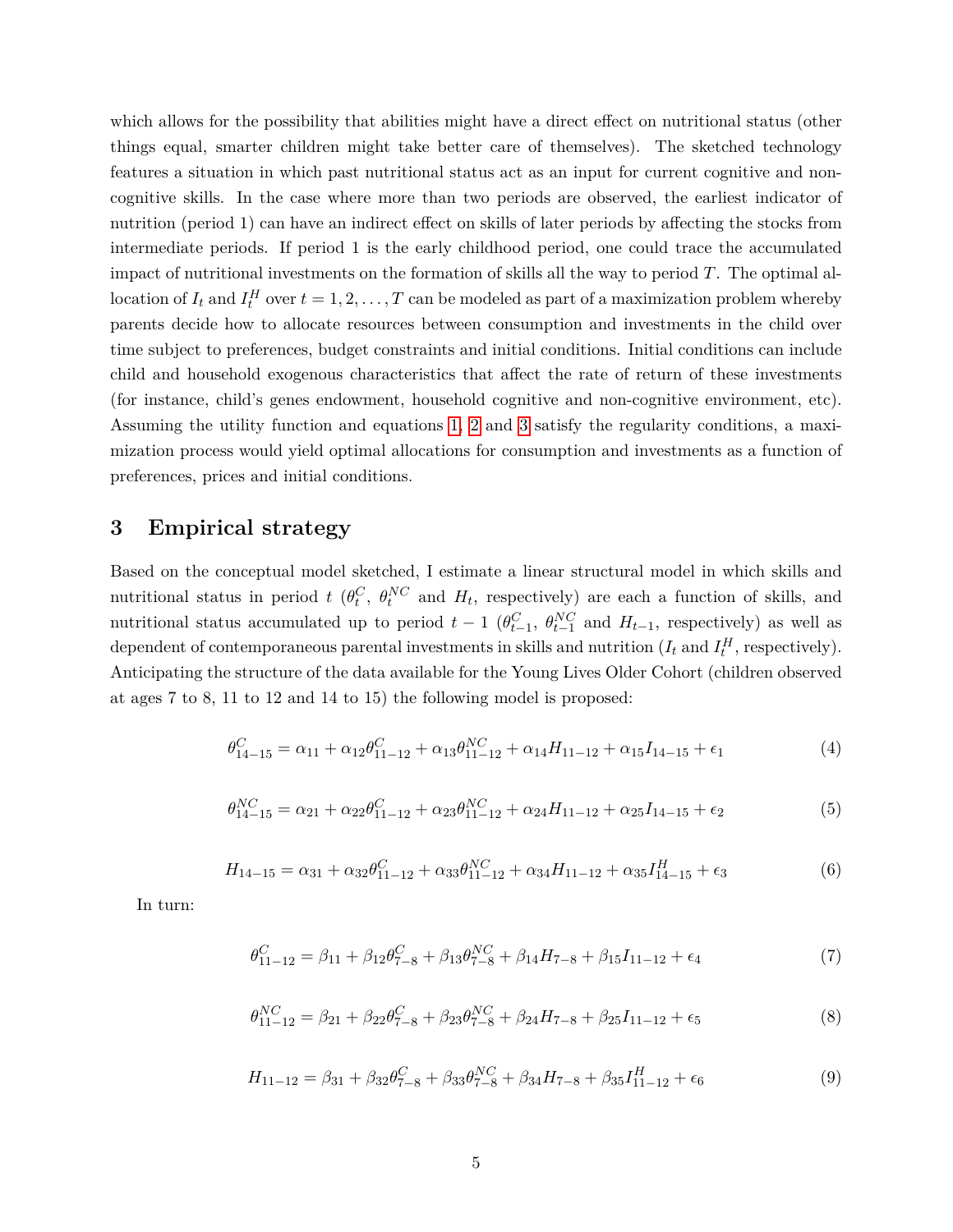which allows for the possibility that abilities might have a direct effect on nutritional status (other things equal, smarter children might take better care of themselves). The sketched technology features a situation in which past nutritional status act as an input for current cognitive and non-cognitive skills. In the case where more than two periods are observed, the earliest indicator of nutrition (period 1) can have an indirect effect on skills of later periods by affecting the stocks from intermediate periods. If period 1 is the early childhood period, one could trace the accumulated impact of nutritional investments on the formation of skills all the way to period $T$. The optimal allocation of $I_t$ and $I_t^H$ over $t = 1, 2, \ldots, T$ can be modeled as part of a maximization problem whereby parents decide how to allocate resources between consumption and investments in the child over time subject to preferences, budget constraints and initial conditions. Initial conditions can include child and household exogenous characteristics that affect the rate of return of these investments (for instance, child's genes endowment, household cognitive and non-cognitive environment, etc). Assuming the utility function and equations 1, 2 and 3 satisfy the regularity conditions, a maximization process would yield optimal allocations for consumption and investments as a function of preferences, prices and initial conditions.

## 3 Empirical strategy

Based on the conceptual model sketched, I estimate a linear structural model in which skills and nutritional status in period $t$ ($\theta_t^C$, $\theta_t^{NC}$ and $H_t$, respectively) are each a function of skills, and nutritional status accumulated up to period $t-1$ ($\theta_{t-1}^C$, $\theta_{t-1}^{NC}$ and $H_{t-1}$, respectively) as well as dependent of contemporaneous parental investments in skills and nutrition ($I_t$ and $I_t^H$, respectively). Anticipating the structure of the data available for the Young Lives Older Cohort (children observed at ages 7 to 8, 11 to 12 and 14 to 15) the following model is proposed:

$$\theta_{14-15}^C = \alpha_{11} + \alpha_{12}\theta_{11-12}^C + \alpha_{13}\theta_{11-12}^{NC} + \alpha_{14}H_{11-12} + \alpha_{15}I_{14-15} + \epsilon_1 \tag{4}$$

$$\theta_{14-15}^{NC} = \alpha_{21} + \alpha_{22}\theta_{11-12}^C + \alpha_{23}\theta_{11-12}^{NC} + \alpha_{24}H_{11-12} + \alpha_{25}I_{14-15} + \epsilon_2 \tag{5}$$

$$H_{14-15} = \alpha_{31} + \alpha_{32}\theta_{11-12}^C + \alpha_{33}\theta_{11-12}^{NC} + \alpha_{34}H_{11-12} + \alpha_{35}I_{14-15}^H + \epsilon_3 \tag{6}$$

In turn:

$$\theta_{11-12}^C = \beta_{11} + \beta_{12}\theta_{7-8}^C + \beta_{13}\theta_{7-8}^{NC} + \beta_{14}H_{7-8} + \beta_{15}I_{11-12} + \epsilon_4 \tag{7}$$

$$\theta_{11-12}^{NC} = \beta_{21} + \beta_{22}\theta_{7-8}^C + \beta_{23}\theta_{7-8}^{NC} + \beta_{24}H_{7-8} + \beta_{25}I_{11-12} + \epsilon_5 \tag{8}$$

$$H_{11-12} = \beta_{31} + \beta_{32}\theta_{7-8}^C + \beta_{33}\theta_{7-8}^{NC} + \beta_{34}H_{7-8} + \beta_{35}I_{11-12}^H + \epsilon_6 \tag{9}$$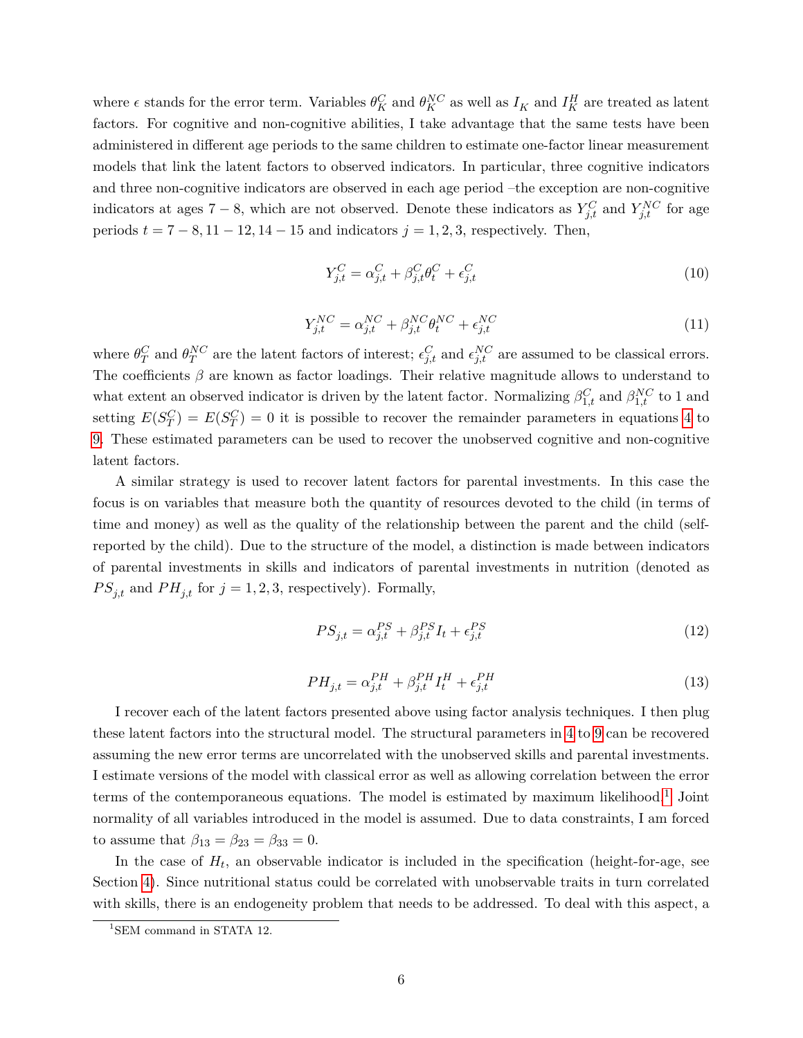where $\epsilon$ stands for the error term. Variables $\theta_K^C$ and $\theta_K^{NC}$ as well as $I_K$ and $I_K^H$ are treated as latent factors. For cognitive and non-cognitive abilities, I take advantage that the same tests have been administered in different age periods to the same children to estimate one-factor linear measurement models that link the latent factors to observed indicators. In particular, three cognitive indicators and three non-cognitive indicators are observed in each age period –the exception are non-cognitive indicators at ages $7-8$, which are not observed. Denote these indicators as $Y_{j,t}^C$ and $Y_{j,t}^{NC}$ for age periods $t = 7-8, 11-12, 14-15$ and indicators $j = 1, 2, 3$, respectively. Then,

$$Y_{j,t}^C = \alpha_{j,t}^C + \beta_{j,t}^C \theta_t^C + \epsilon_{j,t}^C \tag{10}$$

$$Y_{j,t}^{NC} = \alpha_{j,t}^{NC} + \beta_{j,t}^{NC} \theta_t^{NC} + \epsilon_{j,t}^{NC} \tag{11}$$

where $\theta_T^C$ and $\theta_T^{NC}$ are the latent factors of interest; $\epsilon_{j,t}^C$ and $\epsilon_{j,t}^{NC}$ are assumed to be classical errors. The coefficients $\beta$ are known as factor loadings. Their relative magnitude allows to understand to what extent an observed indicator is driven by the latent factor. Normalizing $\beta_{1,t}^C$ and $\beta_{1,t}^{NC}$ to 1 and setting $E(S_T^C) = E(S_T^C) = 0$ it is possible to recover the remainder parameters in equations 4 to 9. These estimated parameters can be used to recover the unobserved cognitive and non-cognitive latent factors.

A similar strategy is used to recover latent factors for parental investments. In this case the focus is on variables that measure both the quantity of resources devoted to the child (in terms of time and money) as well as the quality of the relationship between the parent and the child (self-reported by the child). Due to the structure of the model, a distinction is made between indicators of parental investments in skills and indicators of parental investments in nutrition (denoted as $PS_{j,t}$ and $PH_{j,t}$ for $j = 1, 2, 3$, respectively). Formally,

$$PS_{j,t} = \alpha_{j,t}^{PS} + \beta_{j,t}^{PS} I_t + \epsilon_{j,t}^{PS} \tag{12}$$

$$PH_{j,t} = \alpha_{j,t}^{PH} + \beta_{j,t}^{PH} I_t^H + \epsilon_{j,t}^{PH} \tag{13}$$

I recover each of the latent factors presented above using factor analysis techniques. I then plug these latent factors into the structural model. The structural parameters in 4 to 9 can be recovered assuming the new error terms are uncorrelated with the unobserved skills and parental investments. I estimate versions of the model with classical error as well as allowing correlation between the error terms of the contemporaneous equations. The model is estimated by maximum likelihood.[1] Joint normality of all variables introduced in the model is assumed. Due to data constraints, I am forced to assume that $\beta_{13} = \beta_{23} = \beta_{33} = 0$.

In the case of $H_t$, an observable indicator is included in the specification (height-for-age, see Section 4). Since nutritional status could be correlated with unobservable traits in turn correlated with skills, there is an endogeneity problem that needs to be addressed. To deal with this aspect, a

[1] SEM command in STATA 12.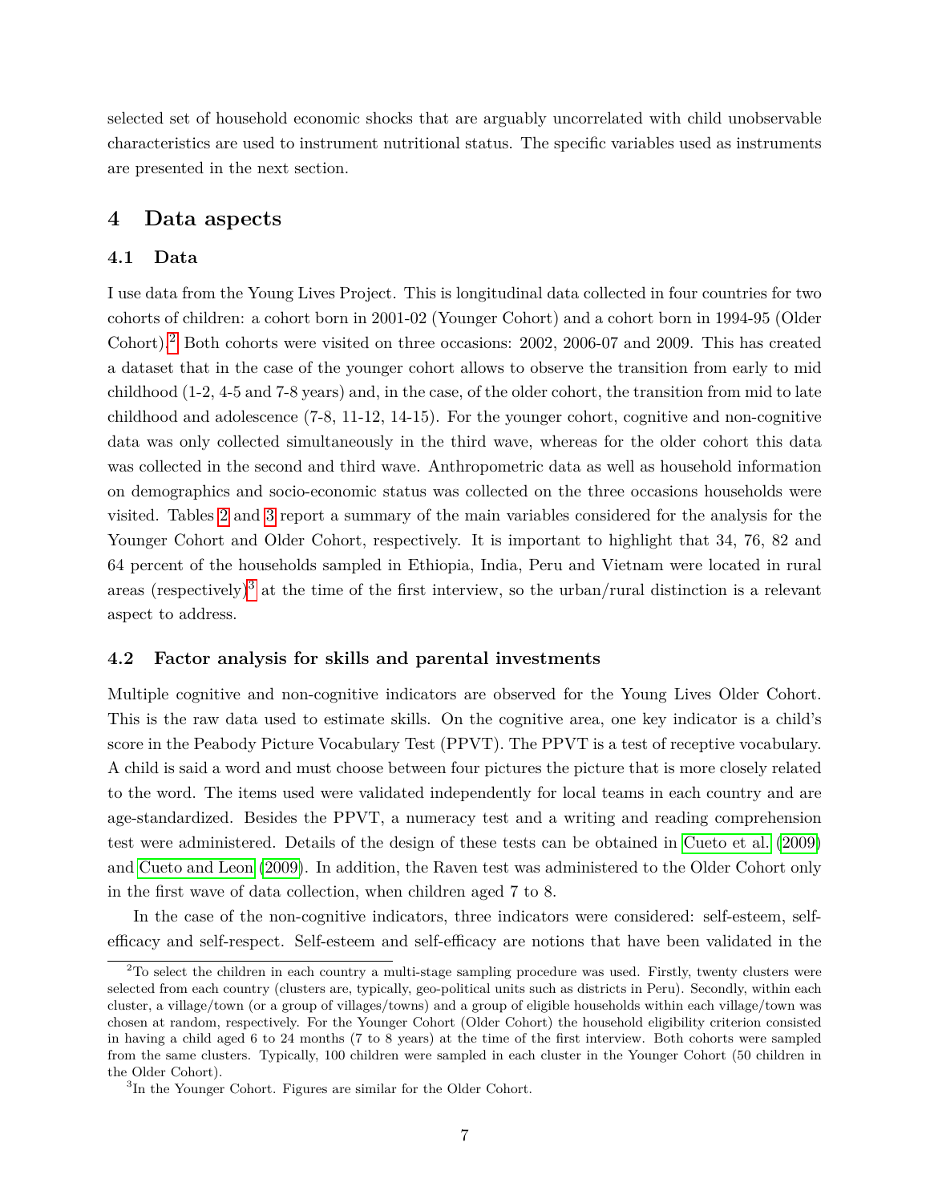selected set of household economic shocks that are arguably uncorrelated with child unobservable characteristics are used to instrument nutritional status. The specific variables used as instruments are presented in the next section.

## 4 Data aspects

### 4.1 Data

I use data from the Young Lives Project. This is longitudinal data collected in four countries for two cohorts of children: a cohort born in 2001-02 (Younger Cohort) and a cohort born in 1994-95 (Older Cohort).[2] Both cohorts were visited on three occasions: 2002, 2006-07 and 2009. This has created a dataset that in the case of the younger cohort allows to observe the transition from early to mid childhood (1-2, 4-5 and 7-8 years) and, in the case, of the older cohort, the transition from mid to late childhood and adolescence (7-8, 11-12, 14-15). For the younger cohort, cognitive and non-cognitive data was only collected simultaneously in the third wave, whereas for the older cohort this data was collected in the second and third wave. Anthropometric data as well as household information on demographics and socio-economic status was collected on the three occasions households were visited. Tables 2 and 3 report a summary of the main variables considered for the analysis for the Younger Cohort and Older Cohort, respectively. It is important to highlight that 34, 76, 82 and 64 percent of the households sampled in Ethiopia, India, Peru and Vietnam were located in rural areas (respectively)[3] at the time of the first interview, so the urban/rural distinction is a relevant aspect to address.

### 4.2 Factor analysis for skills and parental investments

Multiple cognitive and non-cognitive indicators are observed for the Young Lives Older Cohort. This is the raw data used to estimate skills. On the cognitive area, one key indicator is a child's score in the Peabody Picture Vocabulary Test (PPVT). The PPVT is a test of receptive vocabulary. A child is said a word and must choose between four pictures the picture that is more closely related to the word. The items used were validated independently for local teams in each country and are age-standardized. Besides the PPVT, a numeracy test and a writing and reading comprehension test were administered. Details of the design of these tests can be obtained in Cueto et al. (2009) and Cueto and Leon (2009). In addition, the Raven test was administered to the Older Cohort only in the first wave of data collection, when children aged 7 to 8.

In the case of the non-cognitive indicators, three indicators were considered: self-esteem, self-efficacy and self-respect. Self-esteem and self-efficacy are notions that have been validated in the

[2] To select the children in each country a multi-stage sampling procedure was used. Firstly, twenty clusters were selected from each country (clusters are, typically, geo-political units such as districts in Peru). Secondly, within each cluster, a village/town (or a group of villages/towns) and a group of eligible households within each village/town was chosen at random, respectively. For the Younger Cohort (Older Cohort) the household eligibility criterion consisted in having a child aged 6 to 24 months (7 to 8 years) at the time of the first interview. Both cohorts were sampled from the same clusters. Typically, 100 children were sampled in each cluster in the Younger Cohort (50 children in the Older Cohort).

[3] In the Younger Cohort. Figures are similar for the Older Cohort.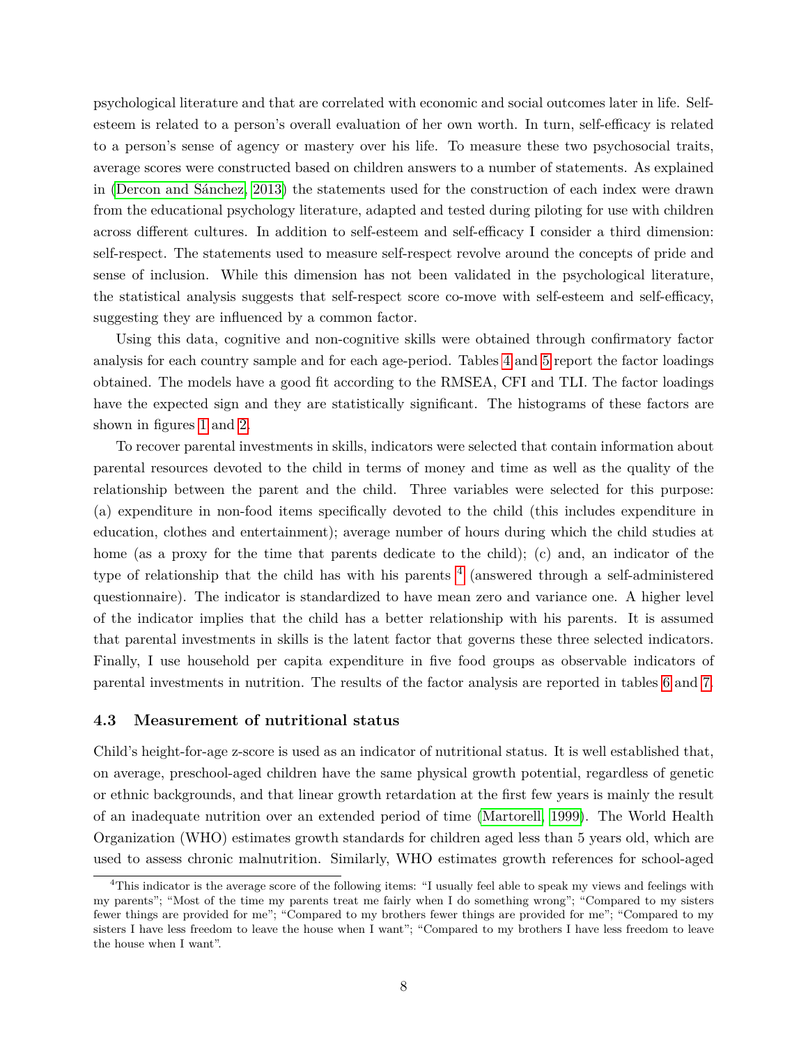psychological literature and that are correlated with economic and social outcomes later in life. Self-esteem is related to a person's overall evaluation of her own worth. In turn, self-efficacy is related to a person's sense of agency or mastery over his life. To measure these two psychosocial traits, average scores were constructed based on children answers to a number of statements. As explained in (Dercon and Sánchez, 2013) the statements used for the construction of each index were drawn from the educational psychology literature, adapted and tested during piloting for use with children across different cultures. In addition to self-esteem and self-efficacy I consider a third dimension: self-respect. The statements used to measure self-respect revolve around the concepts of pride and sense of inclusion. While this dimension has not been validated in the psychological literature, the statistical analysis suggests that self-respect score co-move with self-esteem and self-efficacy, suggesting they are influenced by a common factor.

Using this data, cognitive and non-cognitive skills were obtained through confirmatory factor analysis for each country sample and for each age-period. Tables 4 and 5 report the factor loadings obtained. The models have a good fit according to the RMSEA, CFI and TLI. The factor loadings have the expected sign and they are statistically significant. The histograms of these factors are shown in figures 1 and 2.

To recover parental investments in skills, indicators were selected that contain information about parental resources devoted to the child in terms of money and time as well as the quality of the relationship between the parent and the child. Three variables were selected for this purpose: (a) expenditure in non-food items specifically devoted to the child (this includes expenditure in education, clothes and entertainment); average number of hours during which the child studies at home (as a proxy for the time that parents dedicate to the child); (c) and, an indicator of the type of relationship that the child has with his parents [4] (answered through a self-administered questionnaire). The indicator is standardized to have mean zero and variance one. A higher level of the indicator implies that the child has a better relationship with his parents. It is assumed that parental investments in skills is the latent factor that governs these three selected indicators. Finally, I use household per capita expenditure in five food groups as observable indicators of parental investments in nutrition. The results of the factor analysis are reported in tables 6 and 7.

### 4.3 Measurement of nutritional status

Child's height-for-age z-score is used as an indicator of nutritional status. It is well established that, on average, preschool-aged children have the same physical growth potential, regardless of genetic or ethnic backgrounds, and that linear growth retardation at the first few years is mainly the result of an inadequate nutrition over an extended period of time (Martorell, 1999). The World Health Organization (WHO) estimates growth standards for children aged less than 5 years old, which are used to assess chronic malnutrition. Similarly, WHO estimates growth references for school-aged

[4] This indicator is the average score of the following items: "I usually feel able to speak my views and feelings with my parents"; "Most of the time my parents treat me fairly when I do something wrong"; "Compared to my sisters fewer things are provided for me"; "Compared to my brothers fewer things are provided for me"; "Compared to my sisters I have less freedom to leave the house when I want"; "Compared to my brothers I have less freedom to leave the house when I want".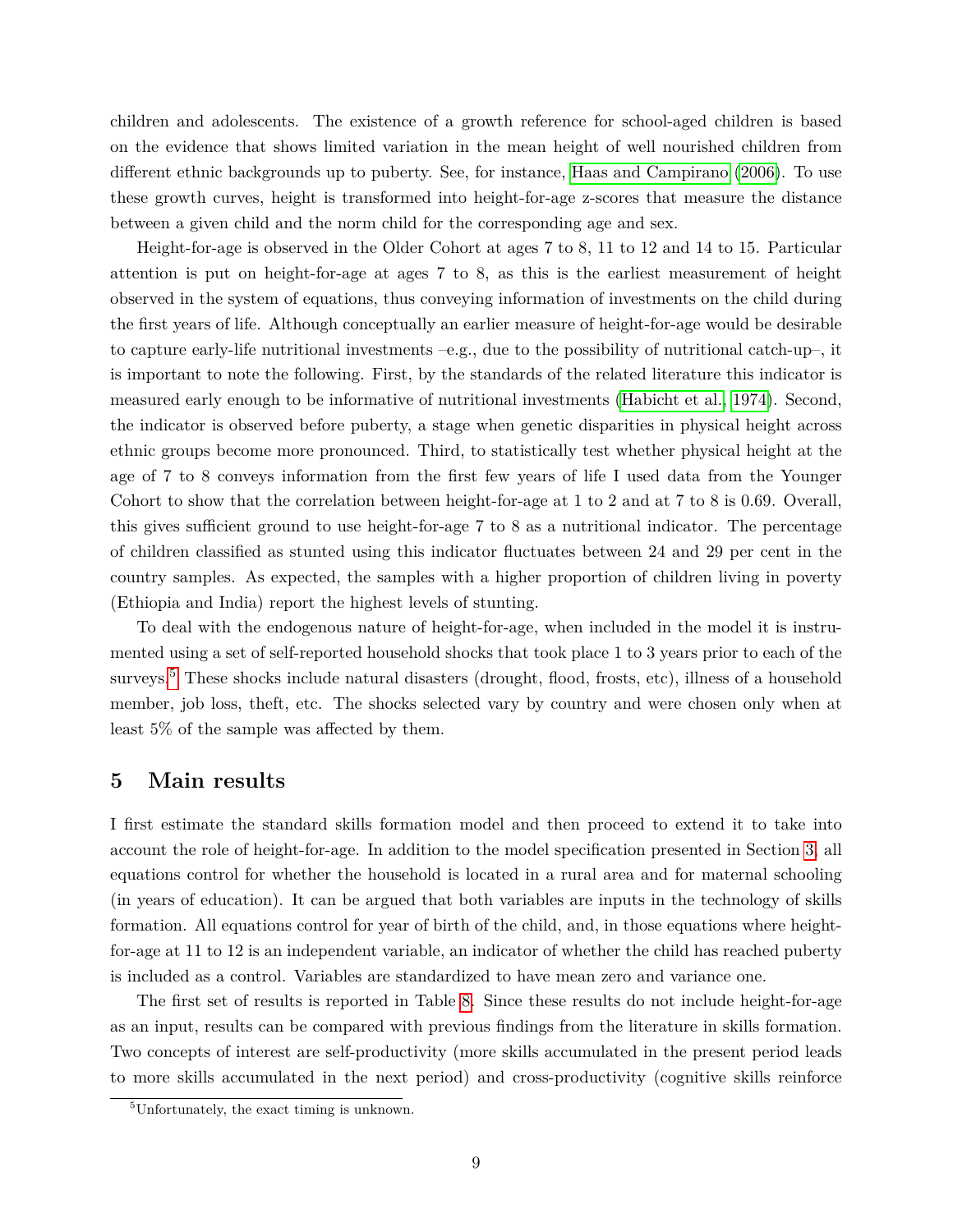children and adolescents. The existence of a growth reference for school-aged children is based on the evidence that shows limited variation in the mean height of well nourished children from different ethnic backgrounds up to puberty. See, for instance, Haas and Campirano (2006). To use these growth curves, height is transformed into height-for-age z-scores that measure the distance between a given child and the norm child for the corresponding age and sex.

Height-for-age is observed in the Older Cohort at ages 7 to 8, 11 to 12 and 14 to 15. Particular attention is put on height-for-age at ages 7 to 8, as this is the earliest measurement of height observed in the system of equations, thus conveying information of investments on the child during the first years of life. Although conceptually an earlier measure of height-for-age would be desirable to capture early-life nutritional investments –e.g., due to the possibility of nutritional catch-up–, it is important to note the following. First, by the standards of the related literature this indicator is measured early enough to be informative of nutritional investments (Habicht et al., 1974). Second, the indicator is observed before puberty, a stage when genetic disparities in physical height across ethnic groups become more pronounced. Third, to statistically test whether physical height at the age of 7 to 8 conveys information from the first few years of life I used data from the Younger Cohort to show that the correlation between height-for-age at 1 to 2 and at 7 to 8 is 0.69. Overall, this gives sufficient ground to use height-for-age 7 to 8 as a nutritional indicator. The percentage of children classified as stunted using this indicator fluctuates between 24 and 29 per cent in the country samples. As expected, the samples with a higher proportion of children living in poverty (Ethiopia and India) report the highest levels of stunting.

To deal with the endogenous nature of height-for-age, when included in the model it is instrumented using a set of self-reported household shocks that took place 1 to 3 years prior to each of the surveys.[5] These shocks include natural disasters (drought, flood, frosts, etc), illness of a household member, job loss, theft, etc. The shocks selected vary by country and were chosen only when at least 5% of the sample was affected by them.

## 5 Main results

I first estimate the standard skills formation model and then proceed to extend it to take into account the role of height-for-age. In addition to the model specification presented in Section 3, all equations control for whether the household is located in a rural area and for maternal schooling (in years of education). It can be argued that both variables are inputs in the technology of skills formation. All equations control for year of birth of the child, and, in those equations where height-for-age at 11 to 12 is an independent variable, an indicator of whether the child has reached puberty is included as a control. Variables are standardized to have mean zero and variance one.

The first set of results is reported in Table 8. Since these results do not include height-for-age as an input, results can be compared with previous findings from the literature in skills formation. Two concepts of interest are self-productivity (more skills accumulated in the present period leads to more skills accumulated in the next period) and cross-productivity (cognitive skills reinforce

[5] Unfortunately, the exact timing is unknown.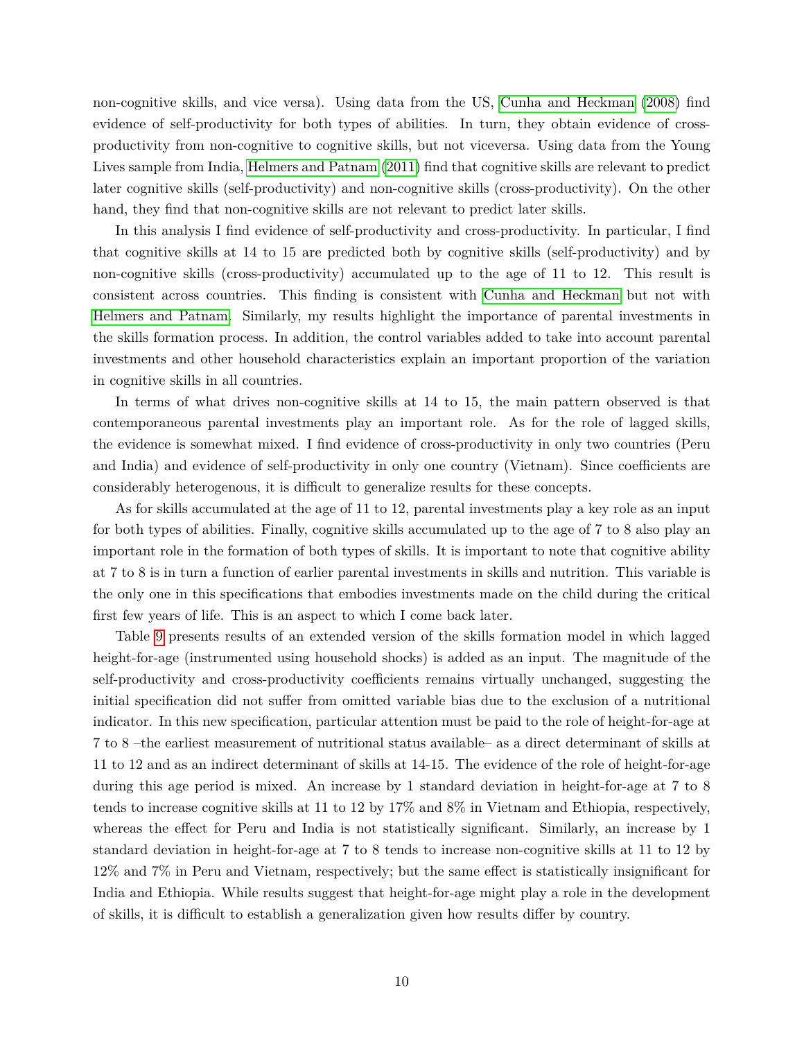non-cognitive skills, and vice versa). Using data from the US, Cunha and Heckman (2008) find evidence of self-productivity for both types of abilities. In turn, they obtain evidence of cross-productivity from non-cognitive to cognitive skills, but not viceversa. Using data from the Young Lives sample from India, Helmers and Patnam (2011) find that cognitive skills are relevant to predict later cognitive skills (self-productivity) and non-cognitive skills (cross-productivity). On the other hand, they find that non-cognitive skills are not relevant to predict later skills.

In this analysis I find evidence of self-productivity and cross-productivity. In particular, I find that cognitive skills at 14 to 15 are predicted both by cognitive skills (self-productivity) and by non-cognitive skills (cross-productivity) accumulated up to the age of 11 to 12. This result is consistent across countries. This finding is consistent with Cunha and Heckman but not with Helmers and Patnam. Similarly, my results highlight the importance of parental investments in the skills formation process. In addition, the control variables added to take into account parental investments and other household characteristics explain an important proportion of the variation in cognitive skills in all countries.

In terms of what drives non-cognitive skills at 14 to 15, the main pattern observed is that contemporaneous parental investments play an important role. As for the role of lagged skills, the evidence is somewhat mixed. I find evidence of cross-productivity in only two countries (Peru and India) and evidence of self-productivity in only one country (Vietnam). Since coefficients are considerably heterogenous, it is difficult to generalize results for these concepts.

As for skills accumulated at the age of 11 to 12, parental investments play a key role as an input for both types of abilities. Finally, cognitive skills accumulated up to the age of 7 to 8 also play an important role in the formation of both types of skills. It is important to note that cognitive ability at 7 to 8 is in turn a function of earlier parental investments in skills and nutrition. This variable is the only one in this specifications that embodies investments made on the child during the critical first few years of life. This is an aspect to which I come back later.

Table 9 presents results of an extended version of the skills formation model in which lagged height-for-age (instrumented using household shocks) is added as an input. The magnitude of the self-productivity and cross-productivity coefficients remains virtually unchanged, suggesting the initial specification did not suffer from omitted variable bias due to the exclusion of a nutritional indicator. In this new specification, particular attention must be paid to the role of height-for-age at 7 to 8 –the earliest measurement of nutritional status available– as a direct determinant of skills at 11 to 12 and as an indirect determinant of skills at 14-15. The evidence of the role of height-for-age during this age period is mixed. An increase by 1 standard deviation in height-for-age at 7 to 8 tends to increase cognitive skills at 11 to 12 by 17% and 8% in Vietnam and Ethiopia, respectively, whereas the effect for Peru and India is not statistically significant. Similarly, an increase by 1 standard deviation in height-for-age at 7 to 8 tends to increase non-cognitive skills at 11 to 12 by 12% and 7% in Peru and Vietnam, respectively; but the same effect is statistically insignificant for India and Ethiopia. While results suggest that height-for-age might play a role in the development of skills, it is difficult to establish a generalization given how results differ by country.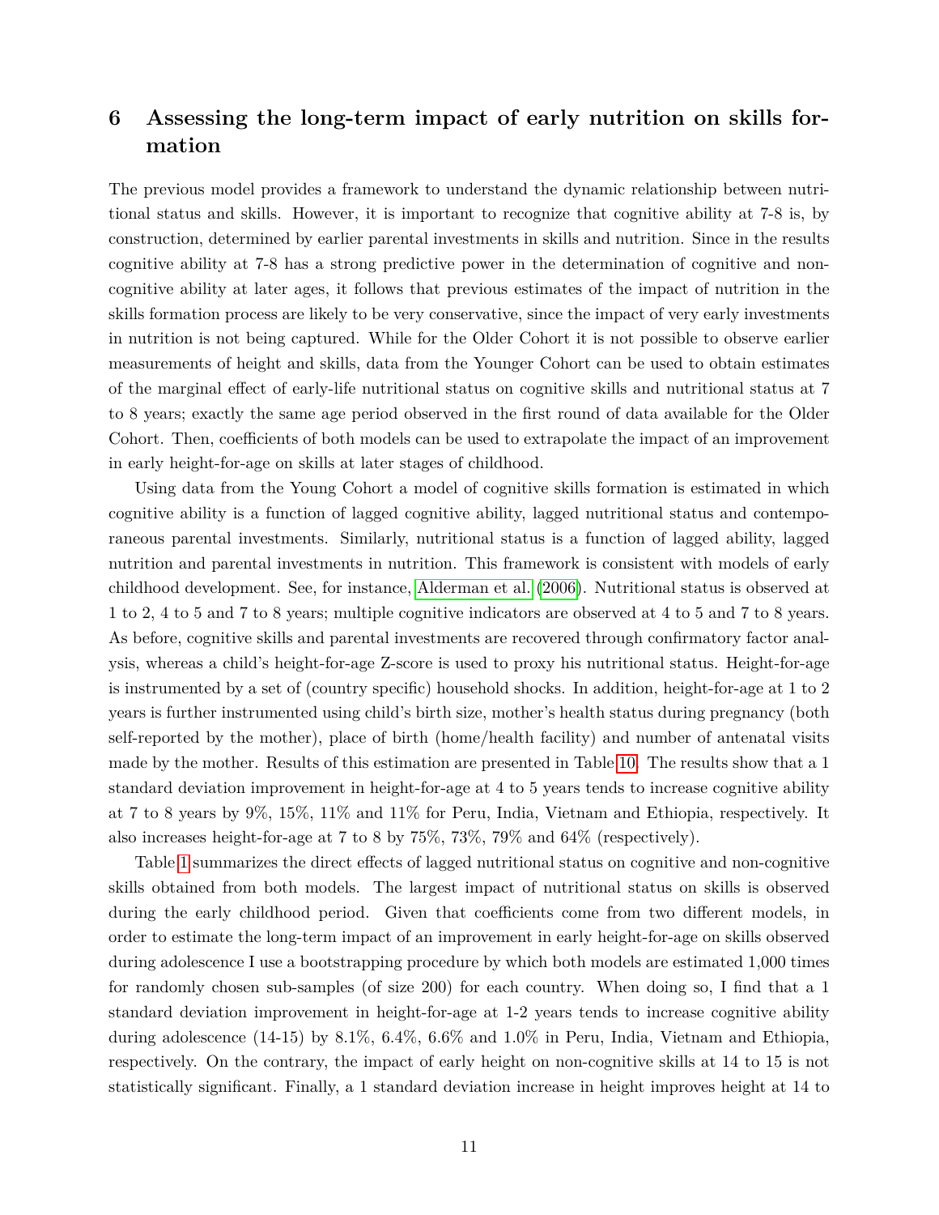# 6 Assessing the long-term impact of early nutrition on skills formation

The previous model provides a framework to understand the dynamic relationship between nutritional status and skills. However, it is important to recognize that cognitive ability at 7-8 is, by construction, determined by earlier parental investments in skills and nutrition. Since in the results cognitive ability at 7-8 has a strong predictive power in the determination of cognitive and non-cognitive ability at later ages, it follows that previous estimates of the impact of nutrition in the skills formation process are likely to be very conservative, since the impact of very early investments in nutrition is not being captured. While for the Older Cohort it is not possible to observe earlier measurements of height and skills, data from the Younger Cohort can be used to obtain estimates of the marginal effect of early-life nutritional status on cognitive skills and nutritional status at 7 to 8 years; exactly the same age period observed in the first round of data available for the Older Cohort. Then, coefficients of both models can be used to extrapolate the impact of an improvement in early height-for-age on skills at later stages of childhood.

Using data from the Young Cohort a model of cognitive skills formation is estimated in which cognitive ability is a function of lagged cognitive ability, lagged nutritional status and contemporaneous parental investments. Similarly, nutritional status is a function of lagged ability, lagged nutrition and parental investments in nutrition. This framework is consistent with models of early childhood development. See, for instance, Alderman et al. (2006). Nutritional status is observed at 1 to 2, 4 to 5 and 7 to 8 years; multiple cognitive indicators are observed at 4 to 5 and 7 to 8 years. As before, cognitive skills and parental investments are recovered through confirmatory factor analysis, whereas a child's height-for-age Z-score is used to proxy his nutritional status. Height-for-age is instrumented by a set of (country specific) household shocks. In addition, height-for-age at 1 to 2 years is further instrumented using child's birth size, mother's health status during pregnancy (both self-reported by the mother), place of birth (home/health facility) and number of antenatal visits made by the mother. Results of this estimation are presented in Table 10. The results show that a 1 standard deviation improvement in height-for-age at 4 to 5 years tends to increase cognitive ability at 7 to 8 years by 9%, 15%, 11% and 11% for Peru, India, Vietnam and Ethiopia, respectively. It also increases height-for-age at 7 to 8 by 75%, 73%, 79% and 64% (respectively).

Table 1 summarizes the direct effects of lagged nutritional status on cognitive and non-cognitive skills obtained from both models. The largest impact of nutritional status on skills is observed during the early childhood period. Given that coefficients come from two different models, in order to estimate the long-term impact of an improvement in early height-for-age on skills observed during adolescence I use a bootstrapping procedure by which both models are estimated 1,000 times for randomly chosen sub-samples (of size 200) for each country. When doing so, I find that a 1 standard deviation improvement in height-for-age at 1-2 years tends to increase cognitive ability during adolescence (14-15) by 8.1%, 6.4%, 6.6% and 1.0% in Peru, India, Vietnam and Ethiopia, respectively. On the contrary, the impact of early height on non-cognitive skills at 14 to 15 is not statistically significant. Finally, a 1 standard deviation increase in height improves height at 14 to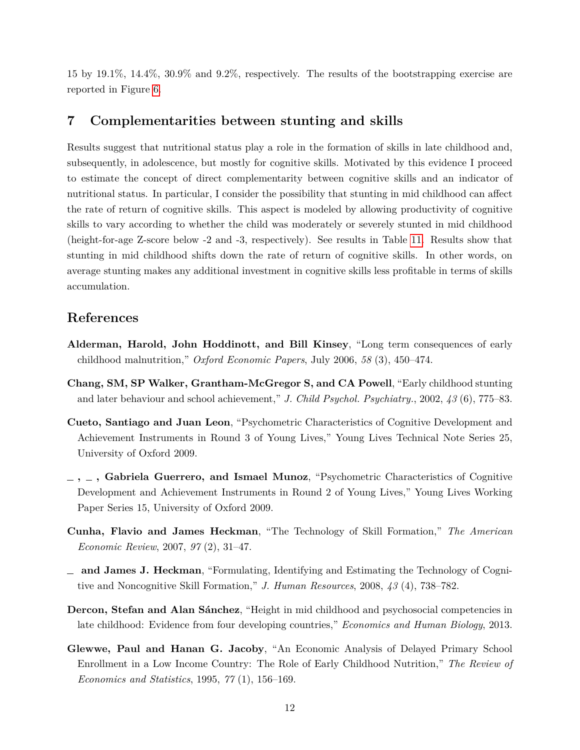15 by 19.1%, 14.4%, 30.9% and 9.2%, respectively. The results of the bootstrapping exercise are reported in Figure 6.

## 7 Complementarities between stunting and skills

Results suggest that nutritional status play a role in the formation of skills in late childhood and, subsequently, in adolescence, but mostly for cognitive skills. Motivated by this evidence I proceed to estimate the concept of direct complementarity between cognitive skills and an indicator of nutritional status. In particular, I consider the possibility that stunting in mid childhood can affect the rate of return of cognitive skills. This aspect is modeled by allowing productivity of cognitive skills to vary according to whether the child was moderately or severely stunted in mid childhood (height-for-age Z-score below -2 and -3, respectively). See results in Table 11. Results show that stunting in mid childhood shifts down the rate of return of cognitive skills. In other words, on average stunting makes any additional investment in cognitive skills less profitable in terms of skills accumulation.

## References

**Alderman, Harold, John Hoddinott, and Bill Kinsey**, "Long term consequences of early childhood malnutrition," *Oxford Economic Papers*, July 2006, *58* (3), 450–474.

**Chang, SM, SP Walker, Grantham-McGregor S, and CA Powell**, "Early childhood stunting and later behaviour and school achievement," *J. Child Psychol. Psychiatry.*, 2002, *43* (6), 775–83.

**Cueto, Santiago and Juan Leon**, "Psychometric Characteristics of Cognitive Development and Achievement Instruments in Round 3 of Young Lives," Young Lives Technical Note Series 25, University of Oxford 2009.

**_ , _ , Gabriela Guerrero, and Ismael Munoz**, "Psychometric Characteristics of Cognitive Development and Achievement Instruments in Round 2 of Young Lives," Young Lives Working Paper Series 15, University of Oxford 2009.

**Cunha, Flavio and James Heckman**, "The Technology of Skill Formation," *The American Economic Review*, 2007, *97* (2), 31–47.

**_ and James J. Heckman**, "Formulating, Identifying and Estimating the Technology of Cognitive and Noncognitive Skill Formation," *J. Human Resources*, 2008, *43* (4), 738–782.

**Dercon, Stefan and Alan Sánchez**, "Height in mid childhood and psychosocial competencies in late childhood: Evidence from four developing countries," *Economics and Human Biology*, 2013.

**Glewwe, Paul and Hanan G. Jacoby**, "An Economic Analysis of Delayed Primary School Enrollment in a Low Income Country: The Role of Early Childhood Nutrition," *The Review of Economics and Statistics*, 1995, *77* (1), 156–169.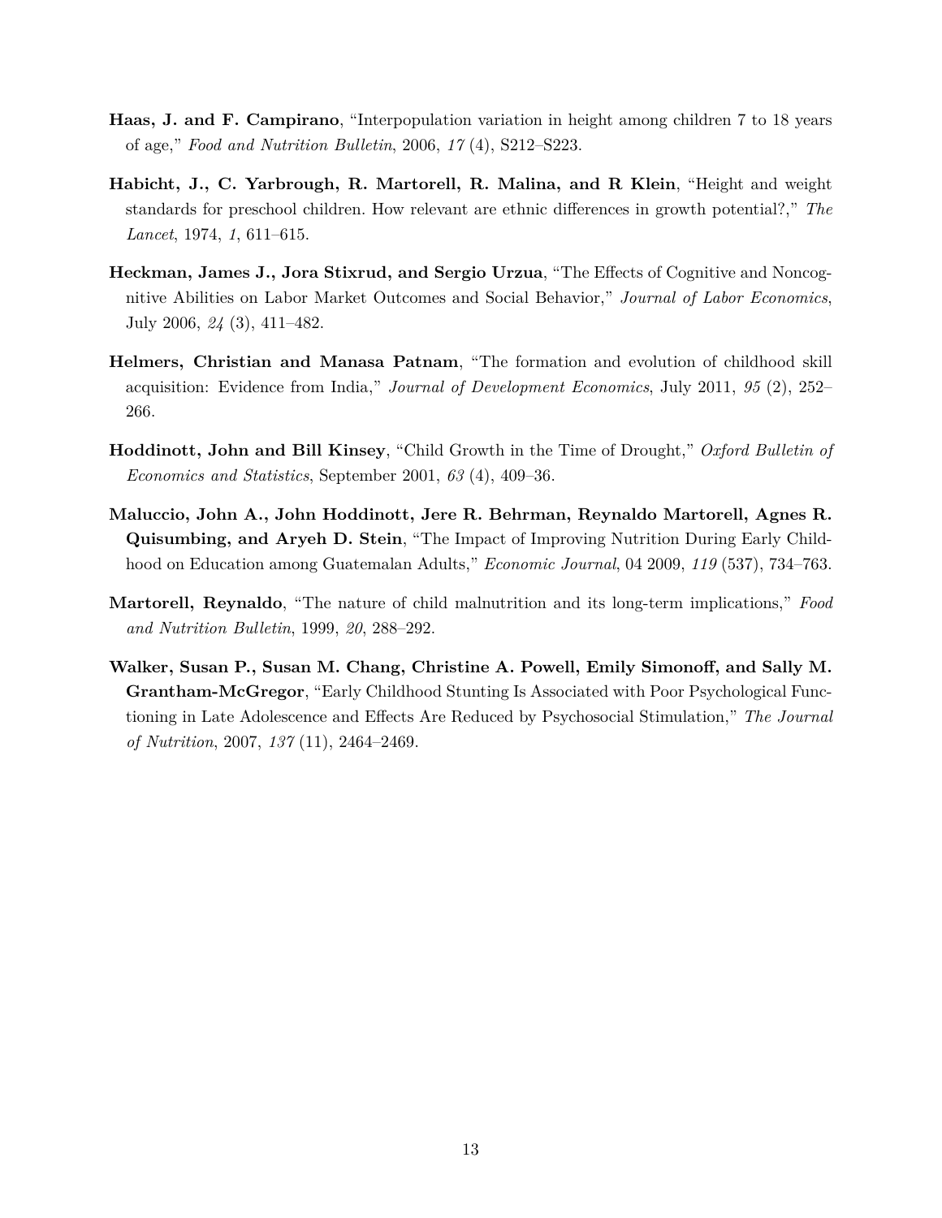**Haas, J. and F. Campirano**, "Interpopulation variation in height among children 7 to 18 years of age," *Food and Nutrition Bulletin*, 2006, *17* (4), S212–S223.

**Habicht, J., C. Yarbrough, R. Martorell, R. Malina, and R Klein**, "Height and weight standards for preschool children. How relevant are ethnic differences in growth potential?," *The Lancet*, 1974, *1*, 611–615.

**Heckman, James J., Jora Stixrud, and Sergio Urzua**, "The Effects of Cognitive and Noncognitive Abilities on Labor Market Outcomes and Social Behavior," *Journal of Labor Economics*, July 2006, *24* (3), 411–482.

**Helmers, Christian and Manasa Patnam**, "The formation and evolution of childhood skill acquisition: Evidence from India," *Journal of Development Economics*, July 2011, *95* (2), 252–266.

**Hoddinott, John and Bill Kinsey**, "Child Growth in the Time of Drought," *Oxford Bulletin of Economics and Statistics*, September 2001, *63* (4), 409–36.

**Maluccio, John A., John Hoddinott, Jere R. Behrman, Reynaldo Martorell, Agnes R. Quisumbing, and Aryeh D. Stein**, "The Impact of Improving Nutrition During Early Childhood on Education among Guatemalan Adults," *Economic Journal*, 04 2009, *119* (537), 734–763.

**Martorell, Reynaldo**, "The nature of child malnutrition and its long-term implications," *Food and Nutrition Bulletin*, 1999, *20*, 288–292.

**Walker, Susan P., Susan M. Chang, Christine A. Powell, Emily Simonoff, and Sally M. Grantham-McGregor**, "Early Childhood Stunting Is Associated with Poor Psychological Functioning in Late Adolescence and Effects Are Reduced by Psychosocial Stimulation," *The Journal of Nutrition*, 2007, *137* (11), 2464–2469.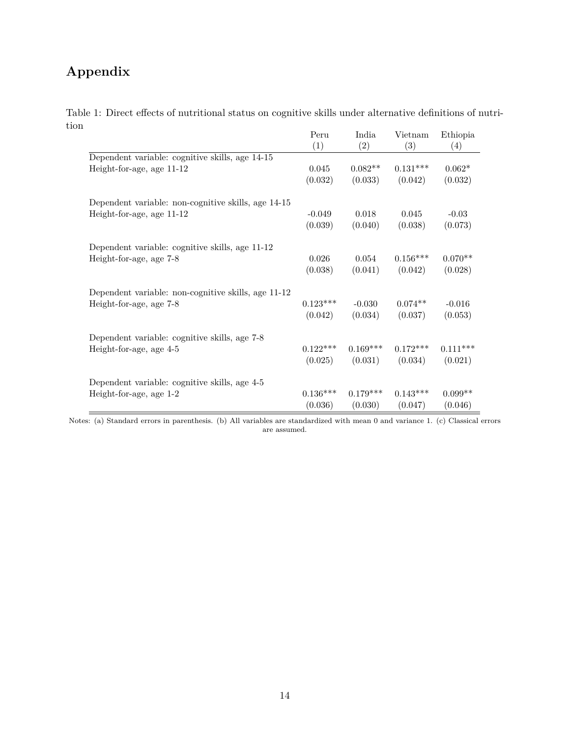# Appendix

Table 1: Direct effects of nutritional status on cognitive skills under alternative definitions of nutrition

| | Peru (1) | India (2) | Vietnam (3) | Ethiopia (4) |
|---|---|---|---|---|
| Dependent variable: cognitive skills, age 14-15 | | | | |
| Height-for-age, age 11-12 | 0.045 | 0.082** | 0.131*** | 0.062* |
| | (0.032) | (0.033) | (0.042) | (0.032) |
| Dependent variable: non-cognitive skills, age 14-15 | | | | |
| Height-for-age, age 11-12 | -0.049 | 0.018 | 0.045 | -0.03 |
| | (0.039) | (0.040) | (0.038) | (0.073) |
| Dependent variable: cognitive skills, age 11-12 | | | | |
| Height-for-age, age 7-8 | 0.026 | 0.054 | 0.156*** | 0.070** |
| | (0.038) | (0.041) | (0.042) | (0.028) |
| Dependent variable: non-cognitive skills, age 11-12 | | | | |
| Height-for-age, age 7-8 | 0.123*** | -0.030 | 0.074** | -0.016 |
| | (0.042) | (0.034) | (0.037) | (0.053) |
| Dependent variable: cognitive skills, age 7-8 | | | | |
| Height-for-age, age 4-5 | 0.122*** | 0.169*** | 0.172*** | 0.111*** |
| | (0.025) | (0.031) | (0.034) | (0.021) |
| Dependent variable: cognitive skills, age 4-5 | | | | |
| Height-for-age, age 1-2 | 0.136*** | 0.179*** | 0.143*** | 0.099** |
| | (0.036) | (0.030) | (0.047) | (0.046) |

Notes: (a) Standard errors in parenthesis. (b) All variables are standardized with mean 0 and variance 1. (c) Classical errors are assumed.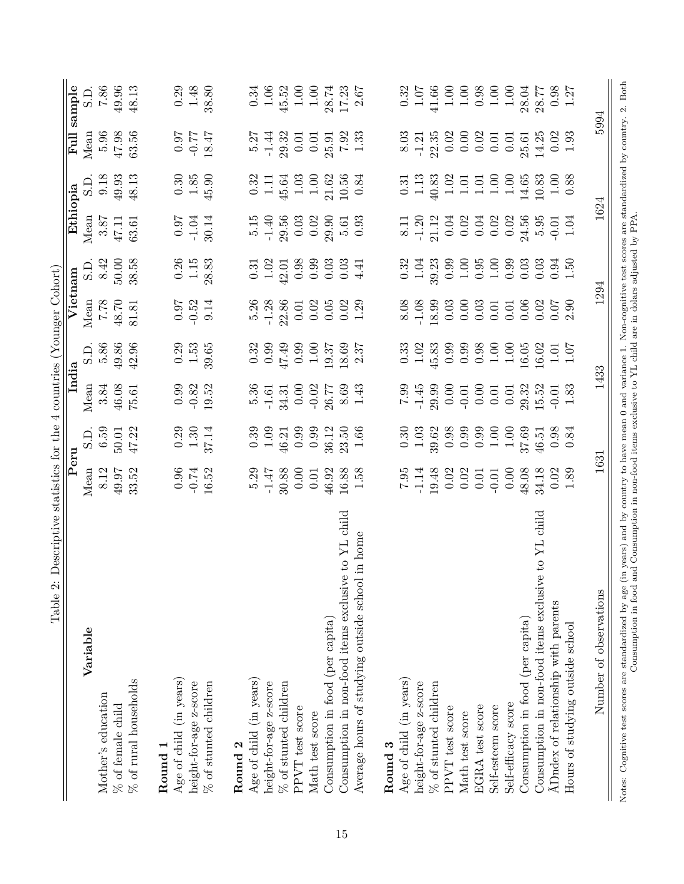Table 2: Descriptive statistics for the 4 countries (Younger Cohort)

| Variable | Peru | | India | | Vietnam | | Ethiopia | | Full sample | |
|---|---|---|---|---|---|---|---|---|---|---|
| | Mean | S.D. | Mean | S.D. | Mean | S.D. | Mean | S.D. | Mean | S.D. |
| Mother's education | 8.12 | 6.59 | 3.84 | 5.86 | 7.78 | 8.42 | 3.87 | 9.18 | 5.96 | 7.86 |
| % of female child | 49.97 | 50.01 | 46.08 | 49.86 | 48.70 | 50.00 | 47.11 | 49.93 | 47.98 | 49.96 |
| % of rural households | 33.52 | 47.22 | 75.61 | 42.96 | 81.81 | 38.58 | 63.61 | 48.13 | 63.56 | 48.13 |
| **Round 1** | | | | | | | | | | |
| Age of child (in years) | 0.96 | 0.29 | 0.99 | 0.29 | 0.97 | 0.26 | 0.97 | 0.30 | 0.97 | 0.29 |
| height-for-age z-score | -0.74 | 1.30 | -0.82 | 1.53 | -0.52 | 1.15 | -1.04 | 1.85 | -0.77 | 1.48 |
| % of stunted children | 16.52 | 37.14 | 19.52 | 39.65 | 9.14 | 28.83 | 30.14 | 45.90 | 18.47 | 38.80 |
| **Round 2** | | | | | | | | | | |
| Age of child (in years) | 5.29 | 0.39 | 5.36 | 0.32 | 5.26 | 0.31 | 5.15 | 0.32 | 5.27 | 0.34 |
| height-for-age z-score | -1.47 | 1.09 | -1.61 | 0.99 | -1.28 | 1.02 | -1.40 | 1.11 | -1.44 | 1.06 |
| % of stunted children | 30.88 | 46.21 | 34.31 | 47.49 | 22.86 | 42.01 | 29.56 | 45.64 | 29.32 | 45.52 |
| PPVT test score | 0.00 | 0.99 | 0.00 | 0.99 | 0.01 | 0.98 | 0.03 | 1.03 | 0.01 | 1.00 |
| Math test score | 0.01 | 0.99 | -0.02 | 1.00 | 0.02 | 0.99 | 0.02 | 1.00 | 0.01 | 1.00 |
| Consumption in food (per capita) | 46.92 | 36.12 | 26.77 | 19.37 | 0.05 | 0.03 | 29.90 | 21.62 | 25.91 | 28.74 |
| Consumption in non-food items exclusive to YL child | 16.88 | 23.50 | 8.69 | 18.69 | 0.02 | 0.03 | 5.61 | 10.56 | 7.92 | 17.23 |
| Average hours of studying outside school in home | 1.58 | 1.66 | 1.43 | 2.37 | 1.29 | 4.41 | 0.93 | 0.84 | 1.33 | 2.67 |
| **Round 3** | | | | | | | | | | |
| Age of child (in years) | 7.95 | 0.30 | 7.99 | 0.33 | 8.08 | 0.32 | 8.11 | 0.31 | 8.03 | 0.32 |
| height-for-age z-score | -1.14 | 1.03 | -1.45 | 1.02 | -1.08 | 1.04 | -1.20 | 1.13 | -1.21 | 1.07 |
| % of stunted children | 19.48 | 39.62 | 29.99 | 45.83 | 18.99 | 39.23 | 21.12 | 40.83 | 22.35 | 41.66 |
| PPVT test score | 0.02 | 0.98 | 0.00 | 0.99 | 0.03 | 0.99 | 0.04 | 1.02 | 0.02 | 1.00 |
| Math test score | 0.02 | 0.99 | -0.01 | 0.99 | 0.00 | 1.00 | 0.02 | 1.01 | 0.00 | 1.00 |
| EGRA test score | 0.01 | 0.99 | 0.00 | 0.98 | 0.03 | 0.95 | 0.04 | 1.01 | 0.02 | 0.98 |
| Self-esteem score | -0.01 | 1.00 | 0.01 | 1.00 | 0.01 | 1.00 | 0.02 | 1.00 | 0.01 | 1.00 |
| Self-efficacy score | 0.00 | 1.00 | 0.01 | 1.00 | 0.01 | 0.99 | 0.02 | 1.00 | 0.01 | 1.00 |
| Consumption in food (per capita) | 48.08 | 37.69 | 29.32 | 16.05 | 0.06 | 0.03 | 24.56 | 14.65 | 25.61 | 28.04 |
| Consumption in non-food items exclusive to YL child | 34.18 | 46.51 | 15.52 | 16.02 | 0.02 | 0.03 | 5.95 | 10.83 | 14.25 | 28.77 |
| ÂIndex of relationship with parents | 0.02 | 0.98 | -0.01 | 1.01 | 0.07 | 0.94 | -0.01 | 1.00 | 0.02 | 0.98 |
| Hours of studying outside school | 1.89 | 0.84 | 1.83 | 1.07 | 2.90 | 1.50 | 1.04 | 0.88 | 1.93 | 1.27 |
| Number of observations | 1631 | | 1433 | | 1294 | | 1624 | | 5994 | |

Notes: Cognitive test scores are standardized by age (in years) and by country to have mean 0 and variance 1. Non-cognitive test scores are standardized by country. 2. Both Consumption in food and Consumption in non-food items exclusive to YL child are in dolars adjusted by PPA.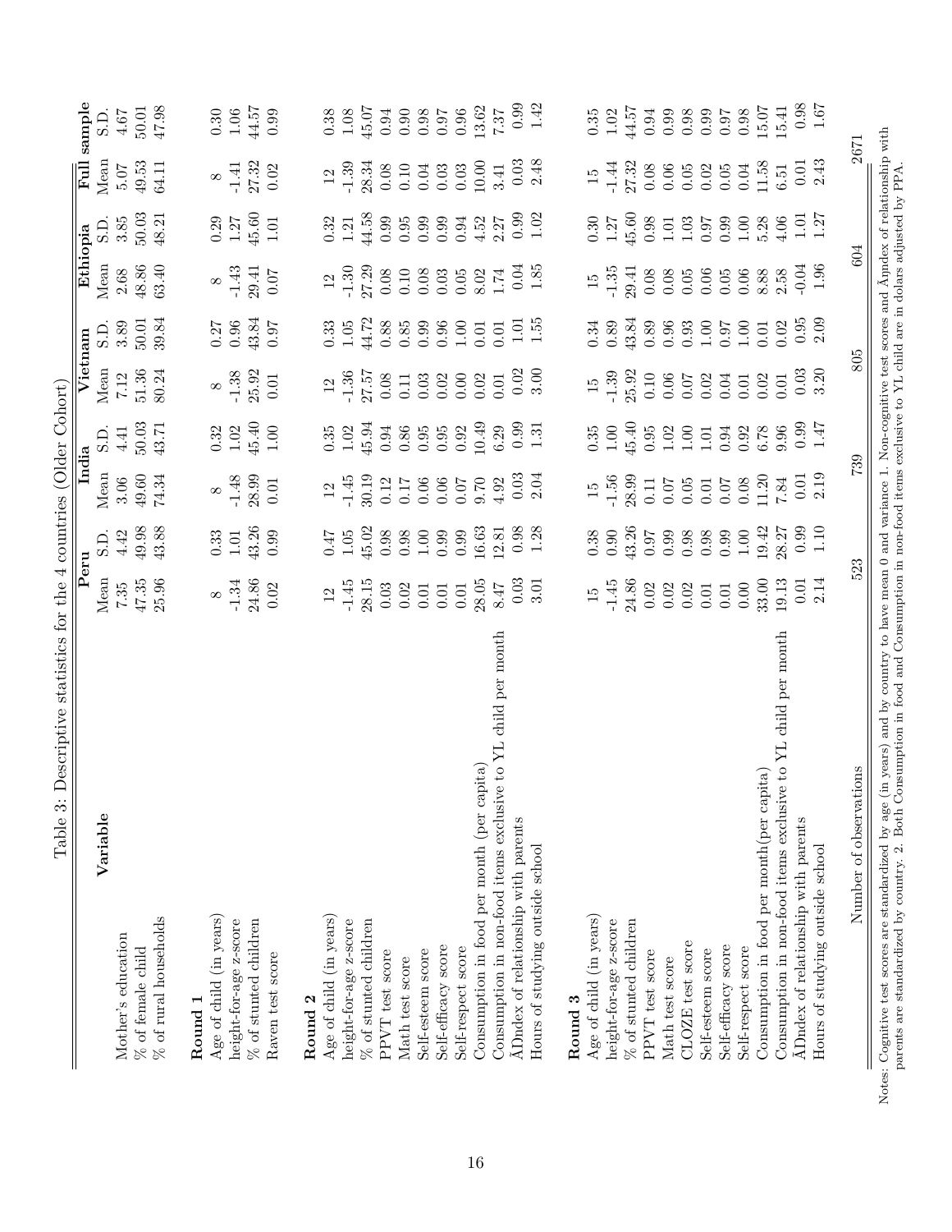Table 3: Descriptive statistics for the 4 countries (Older Cohort)

| Variable | Peru Mean | Peru S.D. | India Mean | India S.D. | Vietnam Mean | Vietnam S.D. | Ethiopia Mean | Ethiopia S.D. | Full sample Mean | Full sample S.D. |
|---|---|---|---|---|---|---|---|---|---|---|
| Mother's education | 7.35 | 4.42 | 3.06 | 4.41 | 7.12 | 3.89 | 2.68 | 3.85 | 5.07 | 4.67 |
| % of female child | 47.35 | 49.98 | 49.60 | 50.03 | 51.36 | 50.01 | 48.86 | 50.03 | 49.53 | 50.01 |
| % of rural households | 25.96 | 43.88 | 74.34 | 43.71 | 80.24 | 39.84 | 63.40 | 48.21 | 64.11 | 47.98 |
| **Round 1** | | | | | | | | | | |
| Age of child (in years) | 8 | 0.33 | 8 | 0.32 | 8 | 0.27 | 8 | 0.29 | 8 | 0.30 |
| height-for-age z-score | -1.34 | 1.01 | -1.48 | 1.02 | -1.38 | 0.96 | -1.43 | 1.27 | -1.41 | 1.06 |
| % of stunted children | 24.86 | 43.26 | 28.99 | 45.40 | 25.92 | 43.84 | 29.41 | 45.60 | 27.32 | 44.57 |
| Raven test score | 0.02 | 0.99 | 0.01 | 1.00 | 0.01 | 0.97 | 0.07 | 1.01 | 0.02 | 0.99 |
| **Round 2** | | | | | | | | | | |
| Age of child (in years) | 12 | 0.47 | 12 | 0.35 | 12 | 0.33 | 12 | 0.32 | 12 | 0.38 |
| height-for-age z-score | -1.45 | 1.05 | -1.45 | 1.02 | -1.36 | 1.05 | -1.30 | 1.21 | -1.39 | 1.08 |
| % of stunted children | 28.15 | 45.02 | 30.19 | 45.94 | 27.57 | 44.72 | 27.29 | 44.58 | 28.34 | 45.07 |
| PPVT test score | 0.03 | 0.98 | 0.12 | 0.94 | 0.08 | 0.88 | 0.08 | 0.99 | 0.08 | 0.94 |
| Math test score | 0.02 | 0.98 | 0.17 | 0.86 | 0.11 | 0.85 | 0.10 | 0.95 | 0.10 | 0.90 |
| Self-esteem score | 0.01 | 1.00 | 0.06 | 0.95 | 0.03 | 0.99 | 0.08 | 0.99 | 0.04 | 0.98 |
| Self-efficacy score | 0.01 | 0.99 | 0.06 | 0.95 | 0.02 | 0.96 | 0.03 | 0.99 | 0.03 | 0.97 |
| Self-respect score | 0.01 | 0.99 | 0.07 | 0.92 | 0.00 | 1.00 | 0.05 | 0.94 | 0.03 | 0.96 |
| Consumption in food per month (per capita) | 28.05 | 16.63 | 9.70 | 10.49 | 0.02 | 0.01 | 8.02 | 4.52 | 10.00 | 13.62 |
| Consumption in non-food items exclusive to YL child per month | 8.47 | 12.81 | 4.92 | 6.29 | 0.01 | 0.01 | 1.74 | 2.27 | 3.41 | 7.37 |
| ÃIndex of relationship with parents | 0.03 | 0.98 | 0.03 | 0.99 | 0.02 | 1.01 | 0.04 | 0.99 | 0.03 | 0.99 |
| Hours of studying outside school | 3.01 | 1.28 | 2.04 | 1.31 | 3.00 | 1.55 | 1.85 | 1.02 | 2.48 | 1.42 |
| **Round 3** | | | | | | | | | | |
| Age of child (in years) | 15 | 0.38 | 15 | 0.35 | 15 | 0.34 | 15 | 0.30 | 15 | 0.35 |
| height-for-age z-score | -1.45 | 0.90 | -1.56 | 1.00 | -1.39 | 0.89 | -1.35 | 1.27 | -1.44 | 1.02 |
| % of stunted children | 24.86 | 43.26 | 28.99 | 45.40 | 25.92 | 43.84 | 29.41 | 45.60 | 27.32 | 44.57 |
| PPVT test score | 0.02 | 0.97 | 0.11 | 0.95 | 0.10 | 0.89 | 0.08 | 0.98 | 0.08 | 0.94 |
| Math test score | 0.02 | 0.99 | 0.07 | 1.02 | 0.06 | 0.96 | 0.08 | 1.01 | 0.06 | 0.99 |
| CLOZE test score | 0.02 | 0.98 | 0.05 | 1.00 | 0.07 | 0.93 | 0.05 | 1.03 | 0.05 | 0.98 |
| Self-esteem score | 0.01 | 0.98 | 0.01 | 1.01 | 0.02 | 1.00 | 0.06 | 0.97 | 0.02 | 0.99 |
| Self-efficacy score | 0.01 | 0.99 | 0.07 | 0.94 | 0.04 | 0.97 | 0.05 | 0.99 | 0.05 | 0.97 |
| Self-respect score | 0.00 | 1.00 | 0.08 | 0.92 | 0.01 | 1.00 | 0.06 | 1.00 | 0.04 | 0.98 |
| Consumption in food per month(per capita) | 33.00 | 19.42 | 11.20 | 6.78 | 0.02 | 0.01 | 8.88 | 5.28 | 11.58 | 15.07 |
| Consumption in non-food items exclusive to YL child per month | 19.13 | 28.27 | 7.84 | 9.96 | 0.01 | 0.02 | 2.58 | 4.06 | 6.51 | 15.41 |
| ÃIndex of relationship with parents | 0.01 | 0.99 | 0.01 | 0.99 | 0.03 | 0.95 | -0.04 | 1.01 | 0.01 | 0.98 |
| Hours of studying outside school | 2.14 | 1.10 | 2.19 | 1.47 | 3.20 | 2.09 | 1.96 | 1.27 | 2.43 | 1.67 |
| Number of observations | 523 | | 739 | | 805 | | 604 | | 2671 | |

Notes: Cognitive test scores are standardized by age (in years) and by country to have mean 0 and variance 1. Non-cognitive test scores and Ãindex of relationship with parents are standardized by country. 2. Both Consumption in food and Consumption in non-food items exclusive to YL child are in dollars adjusted by PPA.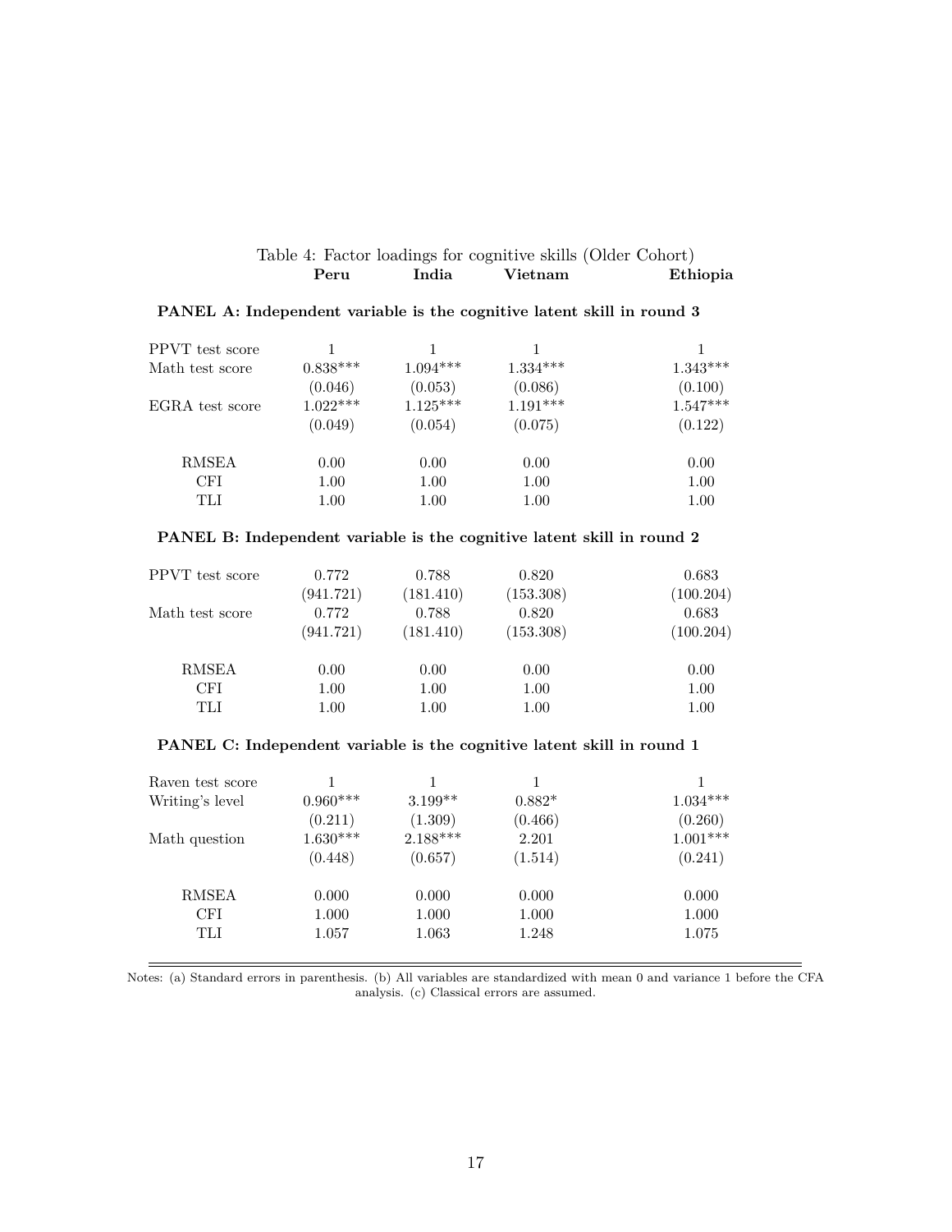Table 4: Factor loadings for cognitive skills (Older Cohort)

| | Peru | India | Vietnam | Ethiopia |
|---|---|---|---|---|
| **PANEL A: Independent variable is the cognitive latent skill in round 3** | | | | |
| PPVT test score | 1 | 1 | 1 | 1 |
| Math test score | 0.838*** | 1.094*** | 1.334*** | 1.343*** |
| | (0.046) | (0.053) | (0.086) | (0.100) |
| EGRA test score | 1.022*** | 1.125*** | 1.191*** | 1.547*** |
| | (0.049) | (0.054) | (0.075) | (0.122) |
| RMSEA | 0.00 | 0.00 | 0.00 | 0.00 |
| CFI | 1.00 | 1.00 | 1.00 | 1.00 |
| TLI | 1.00 | 1.00 | 1.00 | 1.00 |
| **PANEL B: Independent variable is the cognitive latent skill in round 2** | | | | |
| PPVT test score | 0.772 | 0.788 | 0.820 | 0.683 |
| | (941.721) | (181.410) | (153.308) | (100.204) |
| Math test score | 0.772 | 0.788 | 0.820 | 0.683 |
| | (941.721) | (181.410) | (153.308) | (100.204) |
| RMSEA | 0.00 | 0.00 | 0.00 | 0.00 |
| CFI | 1.00 | 1.00 | 1.00 | 1.00 |
| TLI | 1.00 | 1.00 | 1.00 | 1.00 |
| **PANEL C: Independent variable is the cognitive latent skill in round 1** | | | | |
| Raven test score | 1 | 1 | 1 | 1 |
| Writing's level | 0.960*** | 3.199** | 0.882* | 1.034*** |
| | (0.211) | (1.309) | (0.466) | (0.260) |
| Math question | 1.630*** | 2.188*** | 2.201 | 1.001*** |
| | (0.448) | (0.657) | (1.514) | (0.241) |
| RMSEA | 0.000 | 0.000 | 0.000 | 0.000 |
| CFI | 1.000 | 1.000 | 1.000 | 1.000 |
| TLI | 1.057 | 1.063 | 1.248 | 1.075 |

Notes: (a) Standard errors in parenthesis. (b) All variables are standardized with mean 0 and variance 1 before the CFA analysis. (c) Classical errors are assumed.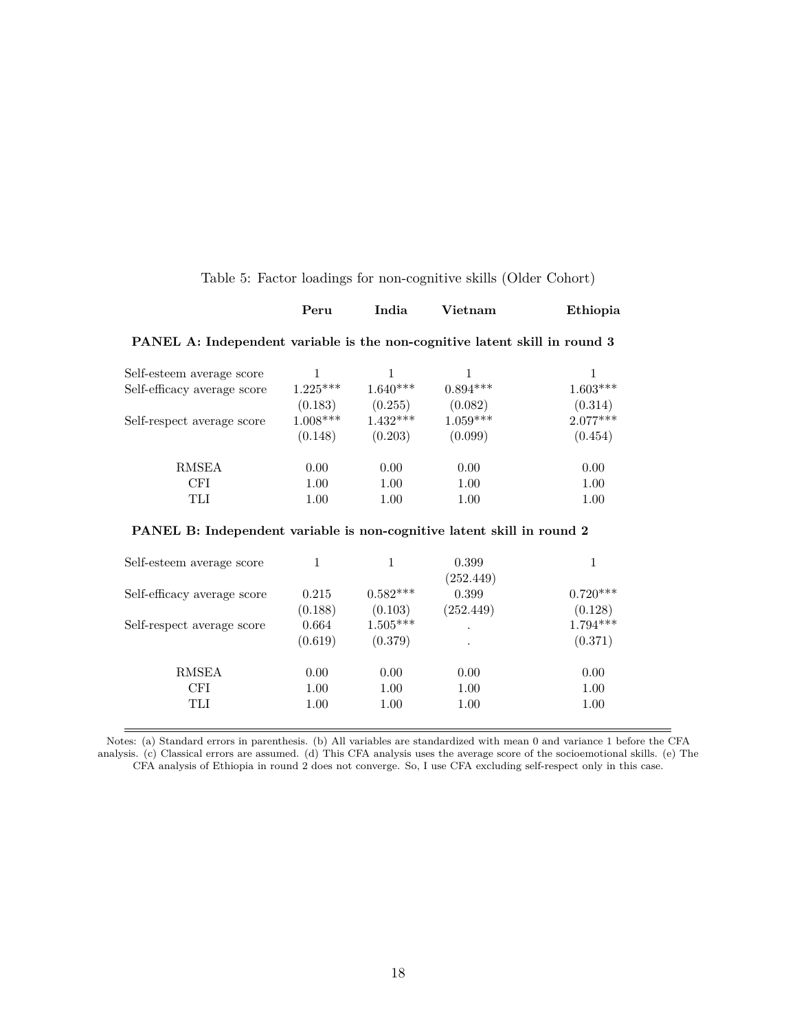Table 5: Factor loadings for non-cognitive skills (Older Cohort)

| | **Peru** | **India** | **Vietnam** | **Ethiopia** |
|---|---|---|---|---|
| **PANEL A: Independent variable is the non-cognitive latent skill in round 3** | | | | |
| Self-esteem average score | 1 | 1 | 1 | 1 |
| Self-efficacy average score | 1.225*** | 1.640*** | 0.894*** | 1.603*** |
| | (0.183) | (0.255) | (0.082) | (0.314) |
| Self-respect average score | 1.008*** | 1.432*** | 1.059*** | 2.077*** |
| | (0.148) | (0.203) | (0.099) | (0.454) |
| RMSEA | 0.00 | 0.00 | 0.00 | 0.00 |
| CFI | 1.00 | 1.00 | 1.00 | 1.00 |
| TLI | 1.00 | 1.00 | 1.00 | 1.00 |
| **PANEL B: Independent variable is non-cognitive latent skill in round 2** | | | | |
| Self-esteem average score | 1 | 1 | 0.399 | 1 |
| | | | (252.449) | |
| Self-efficacy average score | 0.215 | 0.582*** | 0.399 | 0.720*** |
| | (0.188) | (0.103) | (252.449) | (0.128) |
| Self-respect average score | 0.664 | 1.505*** | . | 1.794*** |
| | (0.619) | (0.379) | . | (0.371) |
| RMSEA | 0.00 | 0.00 | 0.00 | 0.00 |
| CFI | 1.00 | 1.00 | 1.00 | 1.00 |
| TLI | 1.00 | 1.00 | 1.00 | 1.00 |

Notes: (a) Standard errors in parenthesis. (b) All variables are standardized with mean 0 and variance 1 before the CFA analysis. (c) Classical errors are assumed. (d) This CFA analysis uses the average score of the socioemotional skills. (e) The CFA analysis of Ethiopia in round 2 does not converge. So, I use CFA excluding self-respect only in this case.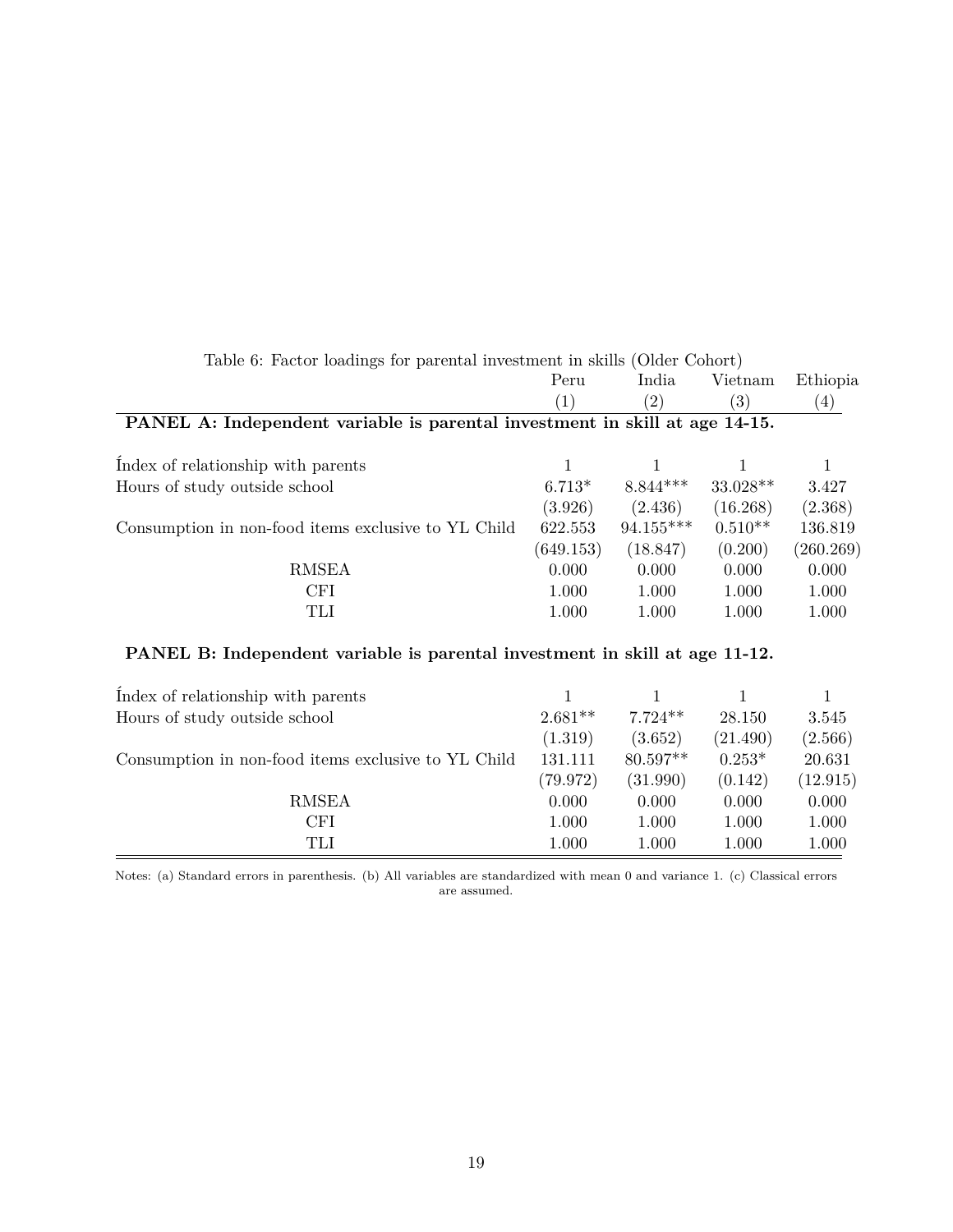Table 6: Factor loadings for parental investment in skills (Older Cohort)

| | Peru | India | Vietnam | Ethiopia |
|---|---|---|---|---|
| | (1) | (2) | (3) | (4) |
| **PANEL A: Independent variable is parental investment in skill at age 14-15.** | | | | |
| Índex of relationship with parents | 1 | 1 | 1 | 1 |
| Hours of study outside school | 6.713* | 8.844*** | 33.028** | 3.427 |
| | (3.926) | (2.436) | (16.268) | (2.368) |
| Consumption in non-food items exclusive to YL Child | 622.553 | 94.155*** | 0.510** | 136.819 |
| | (649.153) | (18.847) | (0.200) | (260.269) |
| RMSEA | 0.000 | 0.000 | 0.000 | 0.000 |
| CFI | 1.000 | 1.000 | 1.000 | 1.000 |
| TLI | 1.000 | 1.000 | 1.000 | 1.000 |
| **PANEL B: Independent variable is parental investment in skill at age 11-12.** | | | | |
| Índex of relationship with parents | 1 | 1 | 1 | 1 |
| Hours of study outside school | 2.681** | 7.724** | 28.150 | 3.545 |
| | (1.319) | (3.652) | (21.490) | (2.566) |
| Consumption in non-food items exclusive to YL Child | 131.111 | 80.597** | 0.253* | 20.631 |
| | (79.972) | (31.990) | (0.142) | (12.915) |
| RMSEA | 0.000 | 0.000 | 0.000 | 0.000 |
| CFI | 1.000 | 1.000 | 1.000 | 1.000 |
| TLI | 1.000 | 1.000 | 1.000 | 1.000 |

Notes: (a) Standard errors in parenthesis. (b) All variables are standardized with mean 0 and variance 1. (c) Classical errors are assumed.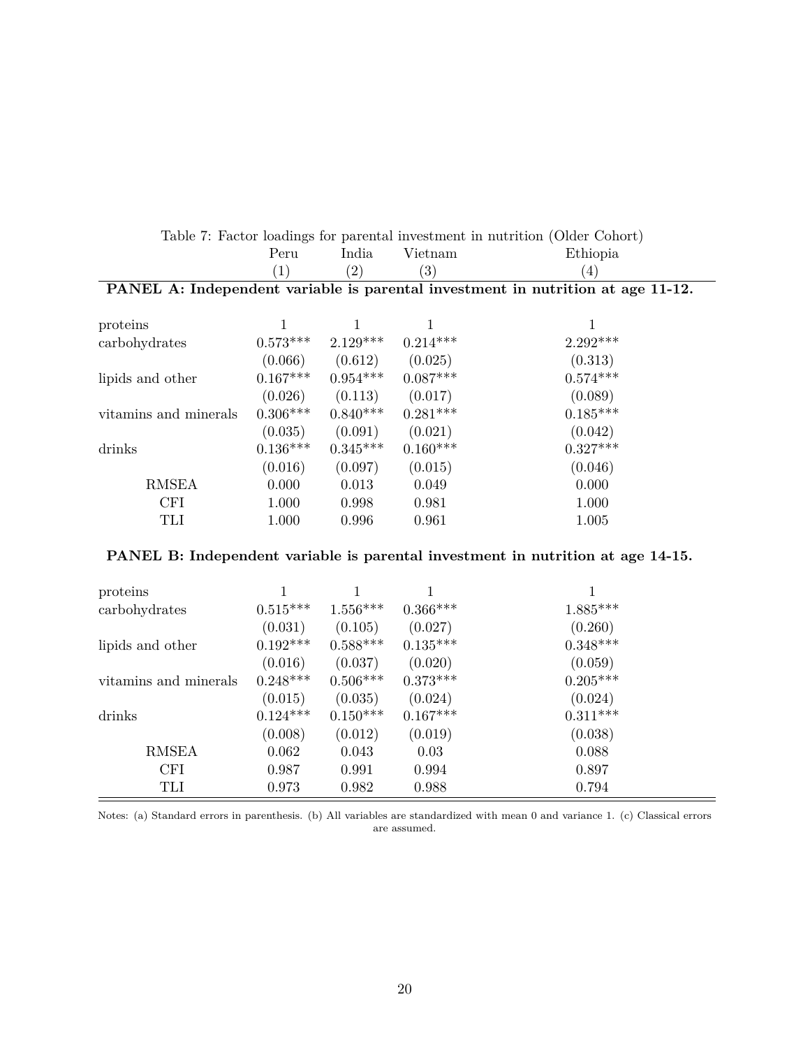Table 7: Factor loadings for parental investment in nutrition (Older Cohort)

| | Peru | India | Vietnam | Ethiopia |
|---|---|---|---|---|
| | (1) | (2) | (3) | (4) |
| **PANEL A: Independent variable is parental investment in nutrition at age 11-12.** | | | | |
| proteins | 1 | 1 | 1 | 1 |
| carbohydrates | 0.573*** | 2.129*** | 0.214*** | 2.292*** |
| | (0.066) | (0.612) | (0.025) | (0.313) |
| lipids and other | 0.167*** | 0.954*** | 0.087*** | 0.574*** |
| | (0.026) | (0.113) | (0.017) | (0.089) |
| vitamins and minerals | 0.306*** | 0.840*** | 0.281*** | 0.185*** |
| | (0.035) | (0.091) | (0.021) | (0.042) |
| drinks | 0.136*** | 0.345*** | 0.160*** | 0.327*** |
| | (0.016) | (0.097) | (0.015) | (0.046) |
| RMSEA | 0.000 | 0.013 | 0.049 | 0.000 |
| CFI | 1.000 | 0.998 | 0.981 | 1.000 |
| TLI | 1.000 | 0.996 | 0.961 | 1.005 |
| **PANEL B: Independent variable is parental investment in nutrition at age 14-15.** | | | | |
| proteins | 1 | 1 | 1 | 1 |
| carbohydrates | 0.515*** | 1.556*** | 0.366*** | 1.885*** |
| | (0.031) | (0.105) | (0.027) | (0.260) |
| lipids and other | 0.192*** | 0.588*** | 0.135*** | 0.348*** |
| | (0.016) | (0.037) | (0.020) | (0.059) |
| vitamins and minerals | 0.248*** | 0.506*** | 0.373*** | 0.205*** |
| | (0.015) | (0.035) | (0.024) | (0.024) |
| drinks | 0.124*** | 0.150*** | 0.167*** | 0.311*** |
| | (0.008) | (0.012) | (0.019) | (0.038) |
| RMSEA | 0.062 | 0.043 | 0.03 | 0.088 |
| CFI | 0.987 | 0.991 | 0.994 | 0.897 |
| TLI | 0.973 | 0.982 | 0.988 | 0.794 |

Notes: (a) Standard errors in parenthesis. (b) All variables are standardized with mean 0 and variance 1. (c) Classical errors are assumed.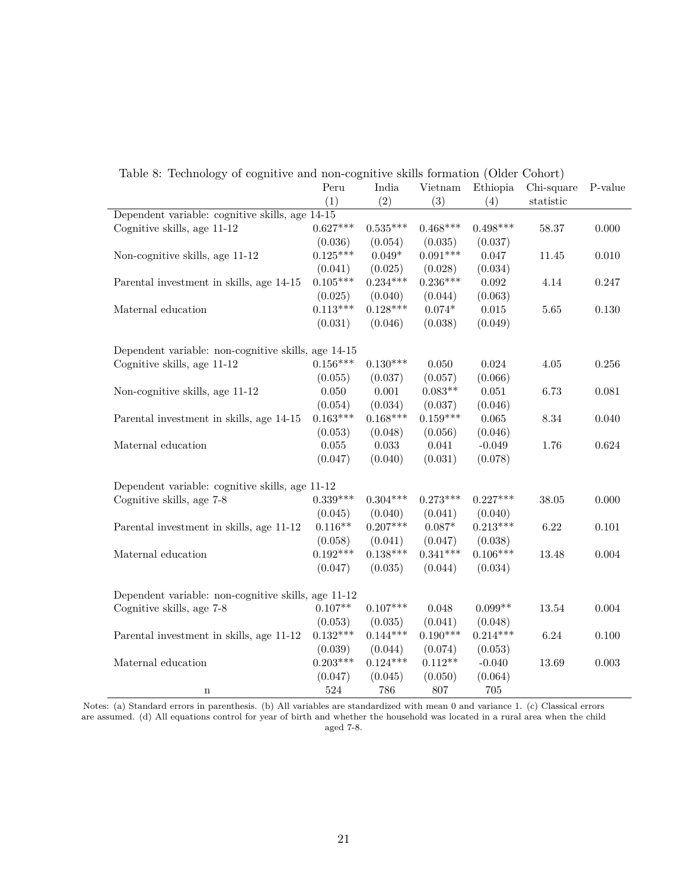Table 8: Technology of cognitive and non-cognitive skills formation (Older Cohort)

| | Peru | India | Vietnam | Ethiopia | Chi-square | P-value |
|---|---|---|---|---|---|---|
| | (1) | (2) | (3) | (4) | statistic | |
| Dependent variable: cognitive skills, age 14-15 | | | | | | |
| Cognitive skills, age 11-12 | 0.627*** | 0.535*** | 0.468*** | 0.498*** | 58.37 | 0.000 |
| | (0.036) | (0.054) | (0.035) | (0.037) | | |
| Non-cognitive skills, age 11-12 | 0.125*** | 0.049* | 0.091*** | 0.047 | 11.45 | 0.010 |
| | (0.041) | (0.025) | (0.028) | (0.034) | | |
| Parental investment in skills, age 14-15 | 0.105*** | 0.234*** | 0.236*** | 0.092 | 4.14 | 0.247 |
| | (0.025) | (0.040) | (0.044) | (0.063) | | |
| Maternal education | 0.113*** | 0.128*** | 0.074* | 0.015 | 5.65 | 0.130 |
| | (0.031) | (0.046) | (0.038) | (0.049) | | |
| Dependent variable: non-cognitive skills, age 14-15 | | | | | | |
| Cognitive skills, age 11-12 | 0.156*** | 0.130*** | 0.050 | 0.024 | 4.05 | 0.256 |
| | (0.055) | (0.037) | (0.057) | (0.066) | | |
| Non-cognitive skills, age 11-12 | 0.050 | 0.001 | 0.083** | 0.051 | 6.73 | 0.081 |
| | (0.054) | (0.034) | (0.037) | (0.046) | | |
| Parental investment in skills, age 14-15 | 0.163*** | 0.168*** | 0.159*** | 0.065 | 8.34 | 0.040 |
| | (0.053) | (0.048) | (0.056) | (0.046) | | |
| Maternal education | 0.055 | 0.033 | 0.041 | -0.049 | 1.76 | 0.624 |
| | (0.047) | (0.040) | (0.031) | (0.078) | | |
| Dependent variable: cognitive skills, age 11-12 | | | | | | |
| Cognitive skills, age 7-8 | 0.339*** | 0.304*** | 0.273*** | 0.227*** | 38.05 | 0.000 |
| | (0.045) | (0.040) | (0.041) | (0.040) | | |
| Parental investment in skills, age 11-12 | 0.116** | 0.207*** | 0.087* | 0.213*** | 6.22 | 0.101 |
| | (0.058) | (0.041) | (0.047) | (0.038) | | |
| Maternal education | 0.192*** | 0.138*** | 0.341*** | 0.106*** | 13.48 | 0.004 |
| | (0.047) | (0.035) | (0.044) | (0.034) | | |
| Dependent variable: non-cognitive skills, age 11-12 | | | | | | |
| Cognitive skills, age 7-8 | 0.107** | 0.107*** | 0.048 | 0.099** | 13.54 | 0.004 |
| | (0.053) | (0.035) | (0.041) | (0.048) | | |
| Parental investment in skills, age 11-12 | 0.132*** | 0.144*** | 0.190*** | 0.214*** | 6.24 | 0.100 |
| | (0.039) | (0.044) | (0.074) | (0.053) | | |
| Maternal education | 0.203*** | 0.124*** | 0.112** | -0.040 | 13.69 | 0.003 |
| | (0.047) | (0.045) | (0.050) | (0.064) | | |
| n | 524 | 786 | 807 | 705 | | |

Notes: (a) Standard errors in parenthesis. (b) All variables are standardized with mean 0 and variance 1. (c) Classical errors are assumed. (d) All equations control for year of birth and whether the household was located in a rural area when the child aged 7-8.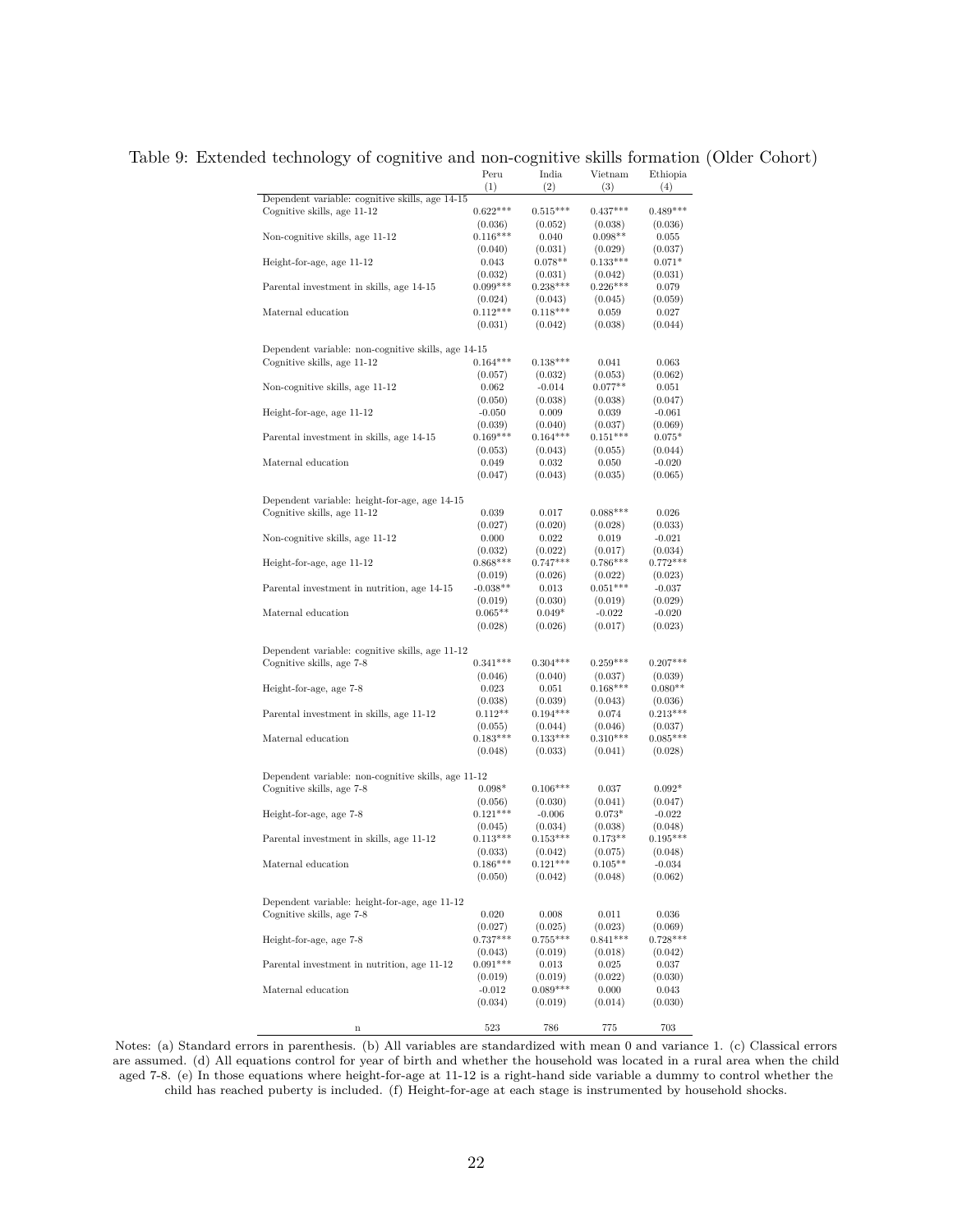Table 9: Extended technology of cognitive and non-cognitive skills formation (Older Cohort)

| | Peru | India | Vietnam | Ethiopia |
|---|---|---|---|---|
| | (1) | (2) | (3) | (4) |
| Dependent variable: cognitive skills, age 14-15 | | | | |
| Cognitive skills, age 11-12 | 0.622*** | 0.515*** | 0.437*** | 0.489*** |
| | (0.036) | (0.052) | (0.038) | (0.036) |
| Non-cognitive skills, age 11-12 | 0.116*** | 0.040 | 0.098** | 0.055 |
| | (0.040) | (0.031) | (0.029) | (0.037) |
| Height-for-age, age 11-12 | 0.043 | 0.078** | 0.133*** | 0.071* |
| | (0.032) | (0.031) | (0.042) | (0.031) |
| Parental investment in skills, age 14-15 | 0.099*** | 0.238*** | 0.226*** | 0.079 |
| | (0.024) | (0.043) | (0.045) | (0.059) |
| Maternal education | 0.112*** | 0.118*** | 0.059 | 0.027 |
| | (0.031) | (0.042) | (0.038) | (0.044) |
| Dependent variable: non-cognitive skills, age 14-15 | | | | |
| Cognitive skills, age 11-12 | 0.164*** | 0.138*** | 0.041 | 0.063 |
| | (0.057) | (0.032) | (0.053) | (0.062) |
| Non-cognitive skills, age 11-12 | 0.062 | -0.014 | 0.077** | 0.051 |
| | (0.050) | (0.038) | (0.038) | (0.047) |
| Height-for-age, age 11-12 | -0.050 | 0.009 | 0.039 | -0.061 |
| | (0.039) | (0.040) | (0.037) | (0.069) |
| Parental investment in skills, age 14-15 | 0.169*** | 0.164*** | 0.151*** | 0.075* |
| | (0.053) | (0.043) | (0.055) | (0.044) |
| Maternal education | 0.049 | 0.032 | 0.050 | -0.020 |
| | (0.047) | (0.043) | (0.035) | (0.065) |
| Dependent variable: height-for-age, age 14-15 | | | | |
| Cognitive skills, age 11-12 | 0.039 | 0.017 | 0.088*** | 0.026 |
| | (0.027) | (0.020) | (0.028) | (0.033) |
| Non-cognitive skills, age 11-12 | 0.000 | 0.022 | 0.019 | -0.021 |
| | (0.032) | (0.022) | (0.017) | (0.034) |
| Height-for-age, age 11-12 | 0.868*** | 0.747*** | 0.786*** | 0.772*** |
| | (0.019) | (0.026) | (0.022) | (0.023) |
| Parental investment in nutrition, age 14-15 | -0.038** | 0.013 | 0.051*** | -0.037 |
| | (0.019) | (0.030) | (0.019) | (0.029) |
| Maternal education | 0.065** | 0.049* | -0.022 | -0.020 |
| | (0.028) | (0.026) | (0.017) | (0.023) |
| Dependent variable: cognitive skills, age 11-12 | | | | |
| Cognitive skills, age 7-8 | 0.341*** | 0.304*** | 0.259*** | 0.207*** |
| | (0.046) | (0.040) | (0.037) | (0.039) |
| Height-for-age, age 7-8 | 0.023 | 0.051 | 0.168*** | 0.080** |
| | (0.038) | (0.039) | (0.043) | (0.036) |
| Parental investment in skills, age 11-12 | 0.112** | 0.194*** | 0.074 | 0.213*** |
| | (0.055) | (0.044) | (0.046) | (0.037) |
| Maternal education | 0.183*** | 0.133*** | 0.310*** | 0.085*** |
| | (0.048) | (0.033) | (0.041) | (0.028) |
| Dependent variable: non-cognitive skills, age 11-12 | | | | |
| Cognitive skills, age 7-8 | 0.098* | 0.106*** | 0.037 | 0.092* |
| | (0.056) | (0.030) | (0.041) | (0.047) |
| Height-for-age, age 7-8 | 0.121*** | -0.006 | 0.073* | -0.022 |
| | (0.045) | (0.034) | (0.038) | (0.048) |
| Parental investment in skills, age 11-12 | 0.113*** | 0.153*** | 0.173** | 0.195*** |
| | (0.033) | (0.042) | (0.075) | (0.048) |
| Maternal education | 0.186*** | 0.121*** | 0.105** | -0.034 |
| | (0.050) | (0.042) | (0.048) | (0.062) |
| Dependent variable: height-for-age, age 11-12 | | | | |
| Cognitive skills, age 7-8 | 0.020 | 0.008 | 0.011 | 0.036 |
| | (0.027) | (0.025) | (0.023) | (0.069) |
| Height-for-age, age 7-8 | 0.737*** | 0.755*** | 0.841*** | 0.728*** |
| | (0.043) | (0.019) | (0.018) | (0.042) |
| Parental investment in nutrition, age 11-12 | 0.091*** | 0.013 | 0.025 | 0.037 |
| | (0.019) | (0.019) | (0.022) | (0.030) |
| Maternal education | -0.012 | 0.089*** | 0.000 | 0.043 |
| | (0.034) | (0.019) | (0.014) | (0.030) |
| n | 523 | 786 | 775 | 703 |

Notes: (a) Standard errors in parenthesis. (b) All variables are standardized with mean 0 and variance 1. (c) Classical errors are assumed. (d) All equations control for year of birth and whether the household was located in a rural area when the child aged 7-8. (e) In those equations where height-for-age at 11-12 is a right-hand side variable a dummy to control whether the child has reached puberty is included. (f) Height-for-age at each stage is instrumented by household shocks.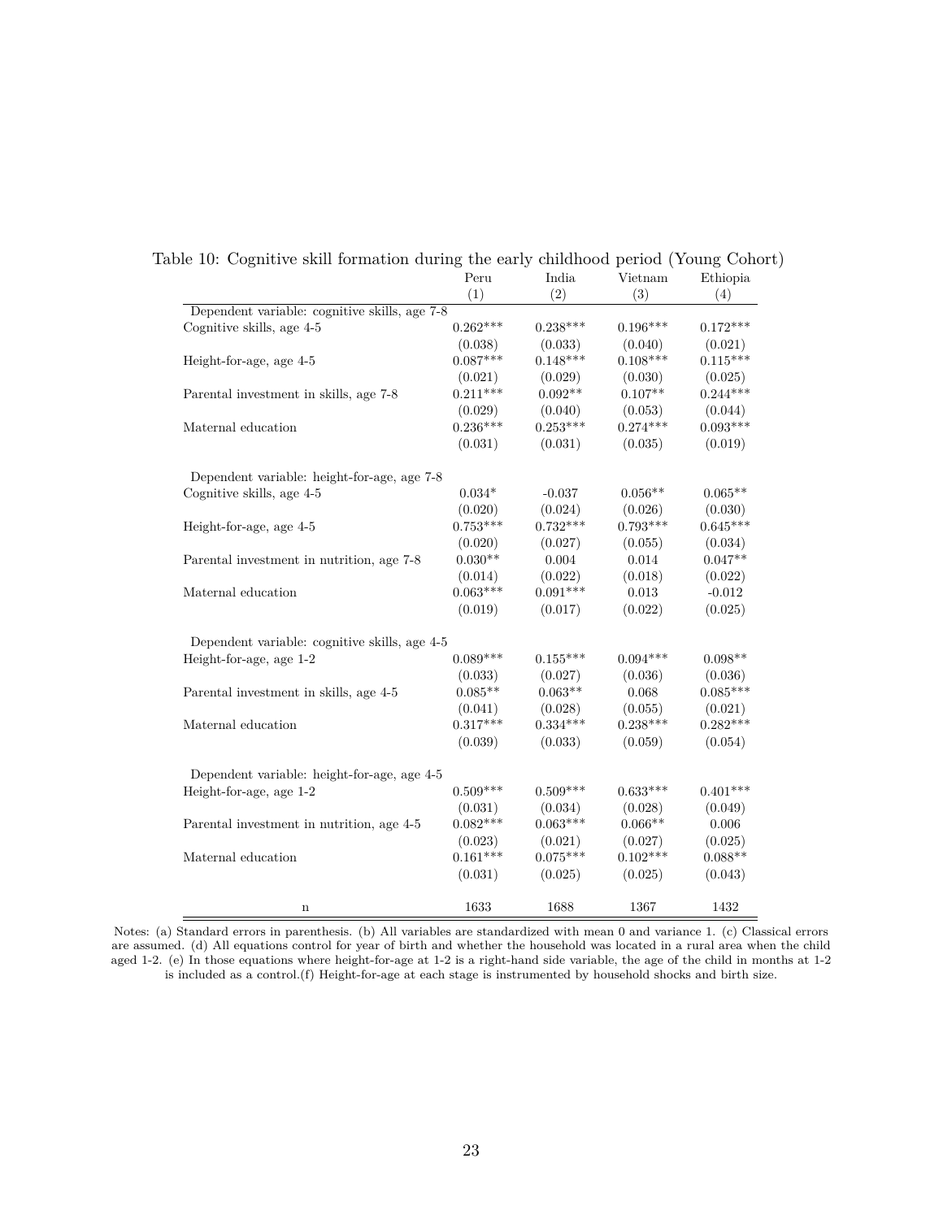Table 10: Cognitive skill formation during the early childhood period (Young Cohort)

| | Peru | India | Vietnam | Ethiopia |
|---|---|---|---|---|
| | (1) | (2) | (3) | (4) |
| Dependent variable: cognitive skills, age 7-8 | | | | |
| Cognitive skills, age 4-5 | 0.262*** | 0.238*** | 0.196*** | 0.172*** |
| | (0.038) | (0.033) | (0.040) | (0.021) |
| Height-for-age, age 4-5 | 0.087*** | 0.148*** | 0.108*** | 0.115*** |
| | (0.021) | (0.029) | (0.030) | (0.025) |
| Parental investment in skills, age 7-8 | 0.211*** | 0.092** | 0.107** | 0.244*** |
| | (0.029) | (0.040) | (0.053) | (0.044) |
| Maternal education | 0.236*** | 0.253*** | 0.274*** | 0.093*** |
| | (0.031) | (0.031) | (0.035) | (0.019) |
| Dependent variable: height-for-age, age 7-8 | | | | |
| Cognitive skills, age 4-5 | 0.034* | -0.037 | 0.056** | 0.065** |
| | (0.020) | (0.024) | (0.026) | (0.030) |
| Height-for-age, age 4-5 | 0.753*** | 0.732*** | 0.793*** | 0.645*** |
| | (0.020) | (0.027) | (0.055) | (0.034) |
| Parental investment in nutrition, age 7-8 | 0.030** | 0.004 | 0.014 | 0.047** |
| | (0.014) | (0.022) | (0.018) | (0.022) |
| Maternal education | 0.063*** | 0.091*** | 0.013 | -0.012 |
| | (0.019) | (0.017) | (0.022) | (0.025) |
| Dependent variable: cognitive skills, age 4-5 | | | | |
| Height-for-age, age 1-2 | 0.089*** | 0.155*** | 0.094*** | 0.098** |
| | (0.033) | (0.027) | (0.036) | (0.036) |
| Parental investment in skills, age 4-5 | 0.085** | 0.063** | 0.068 | 0.085*** |
| | (0.041) | (0.028) | (0.055) | (0.021) |
| Maternal education | 0.317*** | 0.334*** | 0.238*** | 0.282*** |
| | (0.039) | (0.033) | (0.059) | (0.054) |
| Dependent variable: height-for-age, age 4-5 | | | | |
| Height-for-age, age 1-2 | 0.509*** | 0.509*** | 0.633*** | 0.401*** |
| | (0.031) | (0.034) | (0.028) | (0.049) |
| Parental investment in nutrition, age 4-5 | 0.082*** | 0.063*** | 0.066** | 0.006 |
| | (0.023) | (0.021) | (0.027) | (0.025) |
| Maternal education | 0.161*** | 0.075*** | 0.102*** | 0.088** |
| | (0.031) | (0.025) | (0.025) | (0.043) |
| n | 1633 | 1688 | 1367 | 1432 |

Notes: (a) Standard errors in parenthesis. (b) All variables are standardized with mean 0 and variance 1. (c) Classical errors are assumed. (d) All equations control for year of birth and whether the household was located in a rural area when the child aged 1-2. (e) In those equations where height-for-age at 1-2 is a right-hand side variable, the age of the child in months at 1-2 is included as a control.(f) Height-for-age at each stage is instrumented by household shocks and birth size.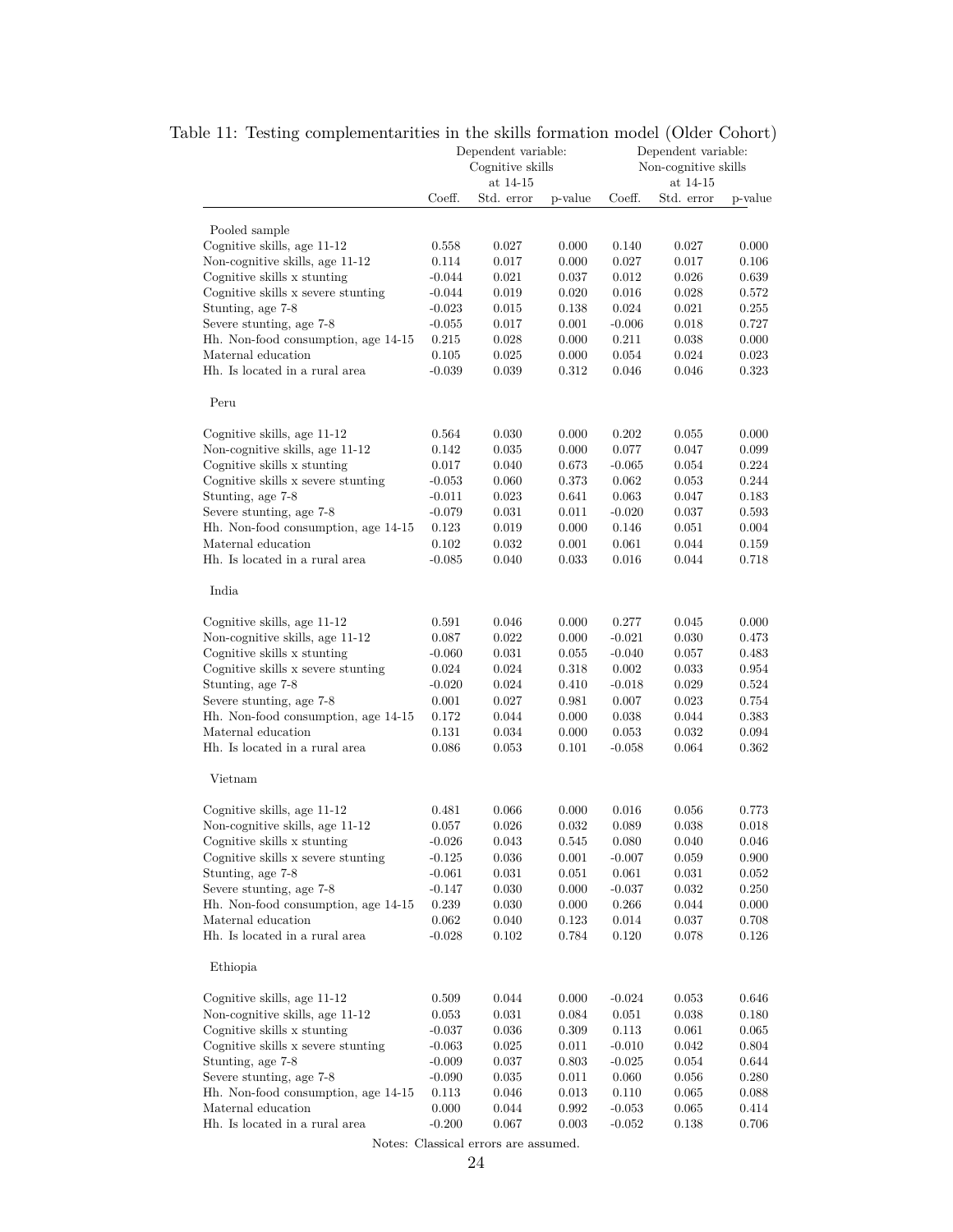Table 11: Testing complementarities in the skills formation model (Older Cohort)

| | Dependent variable: Cognitive skills at 14-15 | | | Dependent variable: Non-cognitive skills at 14-15 | | |
|---|---|---|---|---|---|---|
| | Coeff. | Std. error | p-value | Coeff. | Std. error | p-value |
| Pooled sample | | | | | | |
| Cognitive skills, age 11-12 | 0.558 | 0.027 | 0.000 | 0.140 | 0.027 | 0.000 |
| Non-cognitive skills, age 11-12 | 0.114 | 0.017 | 0.000 | 0.027 | 0.017 | 0.106 |
| Cognitive skills x stunting | -0.044 | 0.021 | 0.037 | 0.012 | 0.026 | 0.639 |
| Cognitive skills x severe stunting | -0.044 | 0.019 | 0.020 | 0.016 | 0.028 | 0.572 |
| Stunting, age 7-8 | -0.023 | 0.015 | 0.138 | 0.024 | 0.021 | 0.255 |
| Severe stunting, age 7-8 | -0.055 | 0.017 | 0.001 | -0.006 | 0.018 | 0.727 |
| Hh. Non-food consumption, age 14-15 | 0.215 | 0.028 | 0.000 | 0.211 | 0.038 | 0.000 |
| Maternal education | 0.105 | 0.025 | 0.000 | 0.054 | 0.024 | 0.023 |
| Hh. Is located in a rural area | -0.039 | 0.039 | 0.312 | 0.046 | 0.046 | 0.323 |
| Peru | | | | | | |
| Cognitive skills, age 11-12 | 0.564 | 0.030 | 0.000 | 0.202 | 0.055 | 0.000 |
| Non-cognitive skills, age 11-12 | 0.142 | 0.035 | 0.000 | 0.077 | 0.047 | 0.099 |
| Cognitive skills x stunting | 0.017 | 0.040 | 0.673 | -0.065 | 0.054 | 0.224 |
| Cognitive skills x severe stunting | -0.053 | 0.060 | 0.373 | 0.062 | 0.053 | 0.244 |
| Stunting, age 7-8 | -0.011 | 0.023 | 0.641 | 0.063 | 0.047 | 0.183 |
| Severe stunting, age 7-8 | -0.079 | 0.031 | 0.011 | -0.020 | 0.037 | 0.593 |
| Hh. Non-food consumption, age 14-15 | 0.123 | 0.019 | 0.000 | 0.146 | 0.051 | 0.004 |
| Maternal education | 0.102 | 0.032 | 0.001 | 0.061 | 0.044 | 0.159 |
| Hh. Is located in a rural area | -0.085 | 0.040 | 0.033 | 0.016 | 0.044 | 0.718 |
| India | | | | | | |
| Cognitive skills, age 11-12 | 0.591 | 0.046 | 0.000 | 0.277 | 0.045 | 0.000 |
| Non-cognitive skills, age 11-12 | 0.087 | 0.022 | 0.000 | -0.021 | 0.030 | 0.473 |
| Cognitive skills x stunting | -0.060 | 0.031 | 0.055 | -0.040 | 0.057 | 0.483 |
| Cognitive skills x severe stunting | 0.024 | 0.024 | 0.318 | 0.002 | 0.033 | 0.954 |
| Stunting, age 7-8 | -0.020 | 0.024 | 0.410 | -0.018 | 0.029 | 0.524 |
| Severe stunting, age 7-8 | 0.001 | 0.027 | 0.981 | 0.007 | 0.023 | 0.754 |
| Hh. Non-food consumption, age 14-15 | 0.172 | 0.044 | 0.000 | 0.038 | 0.044 | 0.383 |
| Maternal education | 0.131 | 0.034 | 0.000 | 0.053 | 0.032 | 0.094 |
| Hh. Is located in a rural area | 0.086 | 0.053 | 0.101 | -0.058 | 0.064 | 0.362 |
| Vietnam | | | | | | |
| Cognitive skills, age 11-12 | 0.481 | 0.066 | 0.000 | 0.016 | 0.056 | 0.773 |
| Non-cognitive skills, age 11-12 | 0.057 | 0.026 | 0.032 | 0.089 | 0.038 | 0.018 |
| Cognitive skills x stunting | -0.026 | 0.043 | 0.545 | 0.080 | 0.040 | 0.046 |
| Cognitive skills x severe stunting | -0.125 | 0.036 | 0.001 | -0.007 | 0.059 | 0.900 |
| Stunting, age 7-8 | -0.061 | 0.031 | 0.051 | 0.061 | 0.031 | 0.052 |
| Severe stunting, age 7-8 | -0.147 | 0.030 | 0.000 | -0.037 | 0.032 | 0.250 |
| Hh. Non-food consumption, age 14-15 | 0.239 | 0.030 | 0.000 | 0.266 | 0.044 | 0.000 |
| Maternal education | 0.062 | 0.040 | 0.123 | 0.014 | 0.037 | 0.708 |
| Hh. Is located in a rural area | -0.028 | 0.102 | 0.784 | 0.120 | 0.078 | 0.126 |
| Ethiopia | | | | | | |
| Cognitive skills, age 11-12 | 0.509 | 0.044 | 0.000 | -0.024 | 0.053 | 0.646 |
| Non-cognitive skills, age 11-12 | 0.053 | 0.031 | 0.084 | 0.051 | 0.038 | 0.180 |
| Cognitive skills x stunting | -0.037 | 0.036 | 0.309 | 0.113 | 0.061 | 0.065 |
| Cognitive skills x severe stunting | -0.063 | 0.025 | 0.011 | -0.010 | 0.042 | 0.804 |
| Stunting, age 7-8 | -0.009 | 0.037 | 0.803 | -0.025 | 0.054 | 0.644 |
| Severe stunting, age 7-8 | -0.090 | 0.035 | 0.011 | 0.060 | 0.056 | 0.280 |
| Hh. Non-food consumption, age 14-15 | 0.113 | 0.046 | 0.013 | 0.110 | 0.065 | 0.088 |
| Maternal education | 0.000 | 0.044 | 0.992 | -0.053 | 0.065 | 0.414 |
| Hh. Is located in a rural area | -0.200 | 0.067 | 0.003 | -0.052 | 0.138 | 0.706 |

Notes: Classical errors are assumed.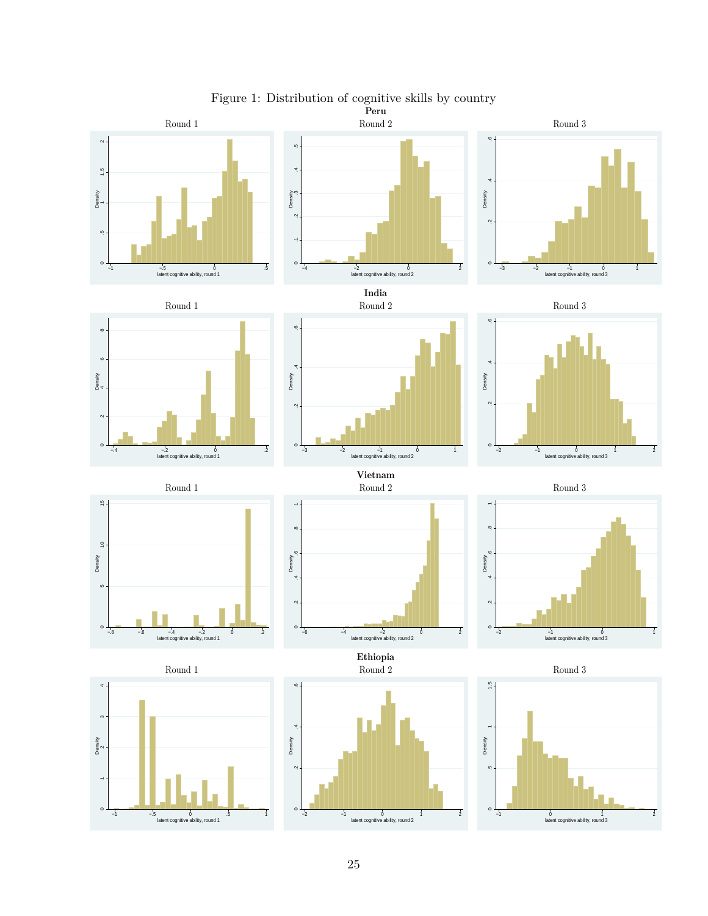Figure 1: Distribution of cognitive skills by country

**Peru**

Round 1

Round 2

Round 3

**India**

Round 1

Round 2

Round 3

**Vietnam**

Round 1

Round 2

Round 3

**Ethiopia**

Round 1

Round 2

Round 3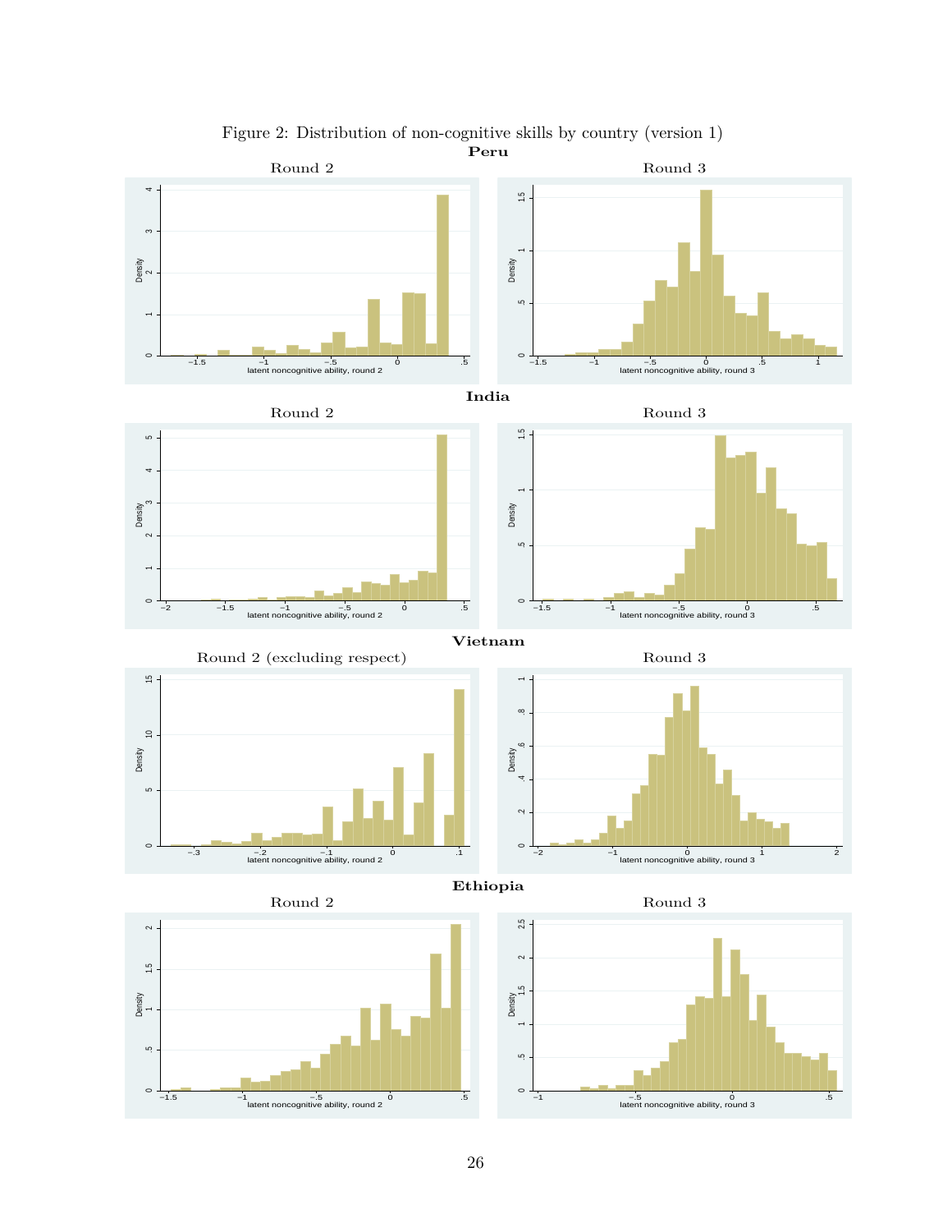Figure 2: Distribution of non-cognitive skills by country (version 1)

**Peru**

Round 2

Round 3

**India**

Round 2

Round 3

**Vietnam**

Round 2 (excluding respect)

Round 3

**Ethiopia**

Round 2

Round 3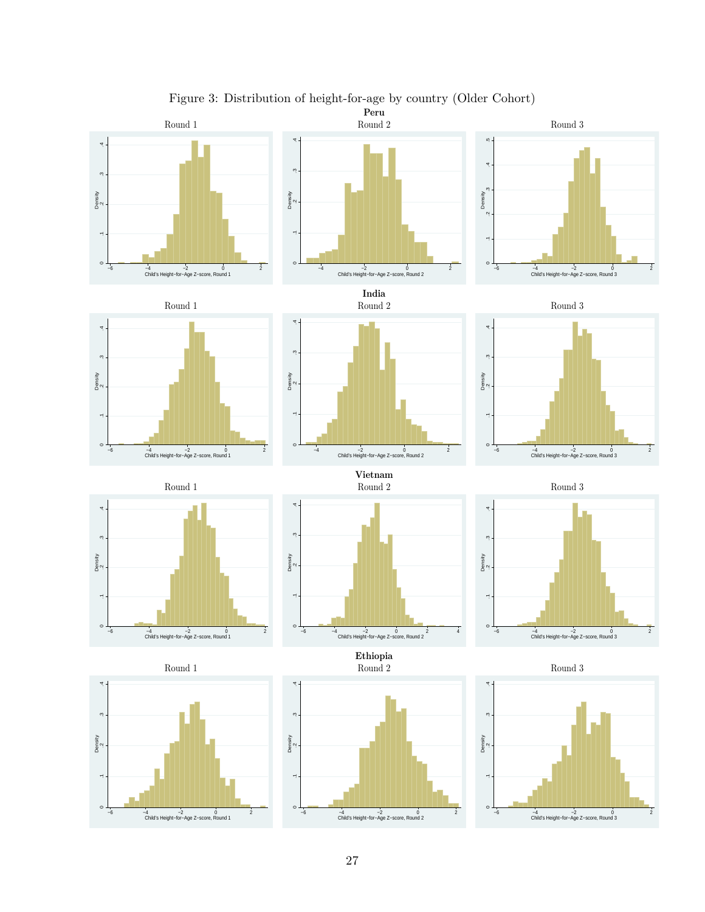Figure 3: Distribution of height-for-age by country (Older Cohort)

**Peru**

Round 1 | Round 2 | Round 3

**India**

Round 1 | Round 2 | Round 3

**Vietnam**

Round 1 | Round 2 | Round 3

**Ethiopia**

Round 1 | Round 2 | Round 3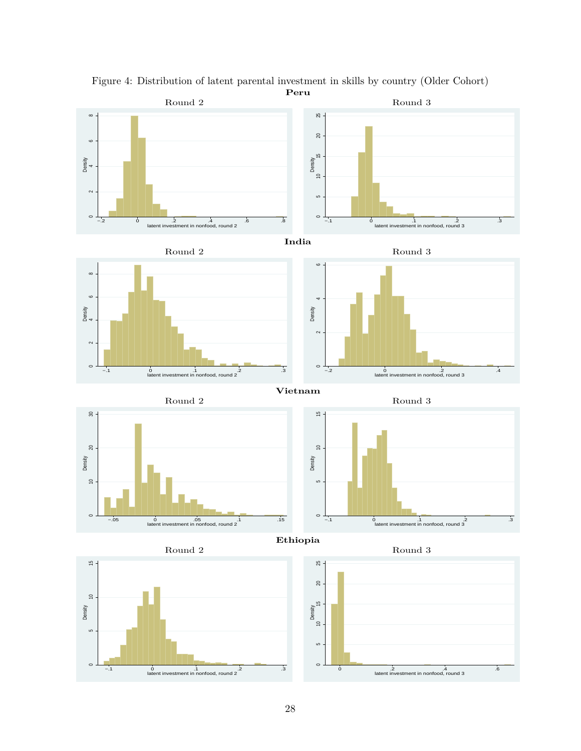Figure 4: Distribution of latent parental investment in skills by country (Older Cohort)

**Peru**

Round 2

Round 3

**India**

Round 2

Round 3

**Vietnam**

Round 2

Round 3

**Ethiopia**

Round 2

Round 3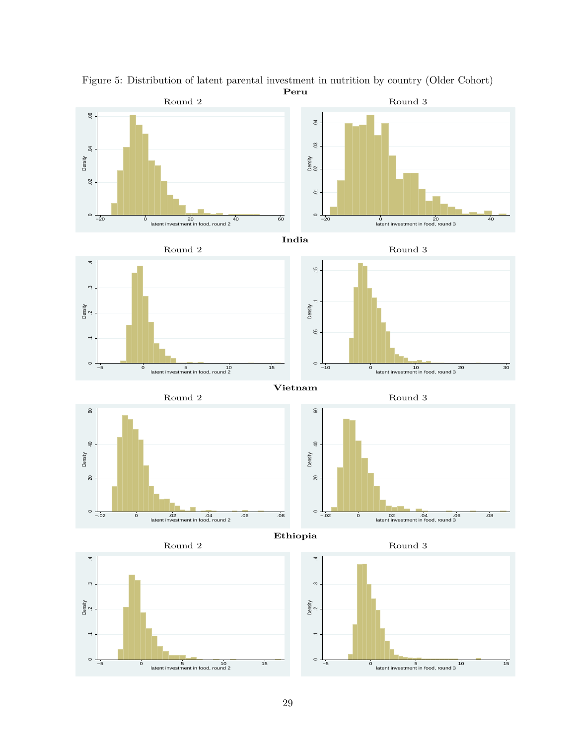Figure 5: Distribution of latent parental investment in nutrition by country (Older Cohort)

**Peru**

Round 2

Round 3

**India**

Round 2

Round 3

**Vietnam**

Round 2

Round 3

**Ethiopia**

Round 2

Round 3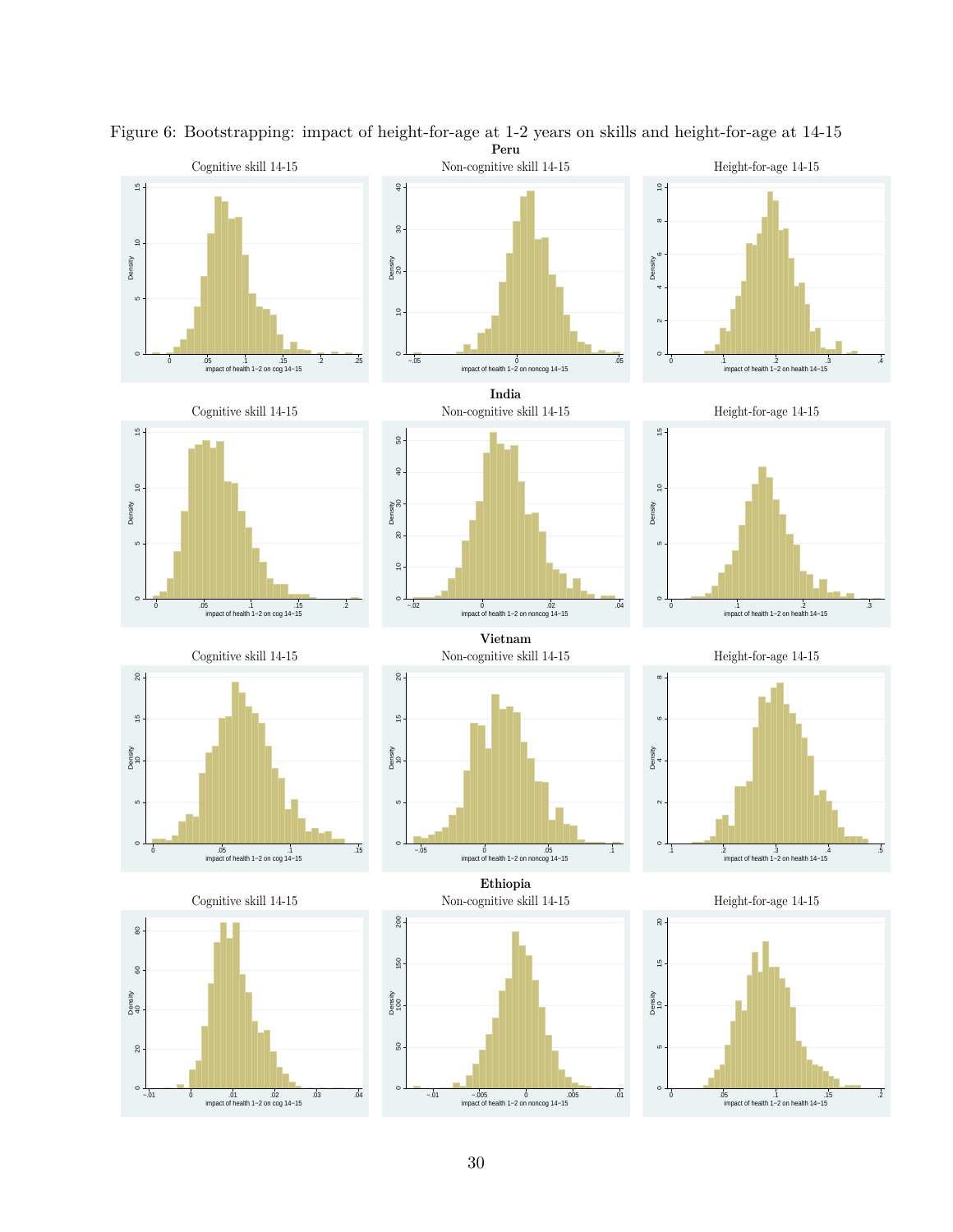Figure 6: Bootstrapping: impact of height-for-age at 1-2 years on skills and height-for-age at 14-15

**Peru**

Cognitive skill 14-15

Density

0 5 10 15

0 .05 .1 .15 .2 .25

impact of health 1−2 on cog 14−15

Non-cognitive skill 14-15

Density

0 10 20 30 40

−.05 0 .05

impact of health 1−2 on noncog 14−15

Height-for-age 14-15

Density

0 2 4 6 8 10

0 .1 .2 .3 .4

impact of health 1−2 on health 14−15

**India**

Cognitive skill 14-15

Density

0 5 10 15

0 .05 .1 .15 .2

impact of health 1−2 on cog 14−15

Non-cognitive skill 14-15

Density

0 10 20 30 40 50

−.02 0 .02 .04

impact of health 1−2 on noncog 14−15

Height-for-age 14-15

Density

0 5 10 15

0 .1 .2 .3

impact of health 1−2 on health 14−15

**Vietnam**

Cognitive skill 14-15

Density

0 5 10 15 20

0 .05 .1 .15

impact of health 1−2 on cog 14−15

Non-cognitive skill 14-15

Density

0 5 10 15 20

−.05 0 .05 .1

impact of health 1−2 on noncog 14−15

Height-for-age 14-15

Density

0 2 4 6 8

.1 .2 .3 .4 .5

impact of health 1−2 on health 14−15

**Ethiopia**

Cognitive skill 14-15

Density

0 20 40 60 80

−.01 0 .01 .02 .03 .04

impact of health 1−2 on cog 14−15

Non-cognitive skill 14-15

Density

0 50 100 150 200

−.01 −.005 0 .005 .01

impact of health 1−2 on noncog 14−15

Height-for-age 14-15

Density

0 5 10 15 20

0 .05 .1 .15 .2

impact of health 1−2 on health 14−15